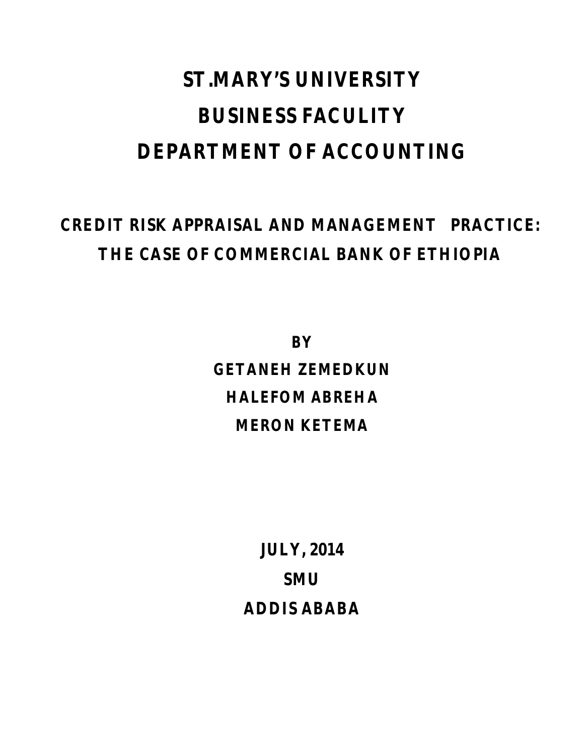# ST.MARY'S UNIVERSITY

# BUSINESS FACULITY

# DEPARTMENT OF ACCOUNTING

## CREDIT RISK APPRAISAL AND MANAGEMENT PRACTICE: THE CASE OF COMMERCIAL BANK OF ETHIOPIA

**BY**

**GETANEH ZEMEDKUN**

**HALEFOM ABREHA**

**MERON KETEMA**

**JULY, 2014**

**SMU**

**ADDIS ABABA**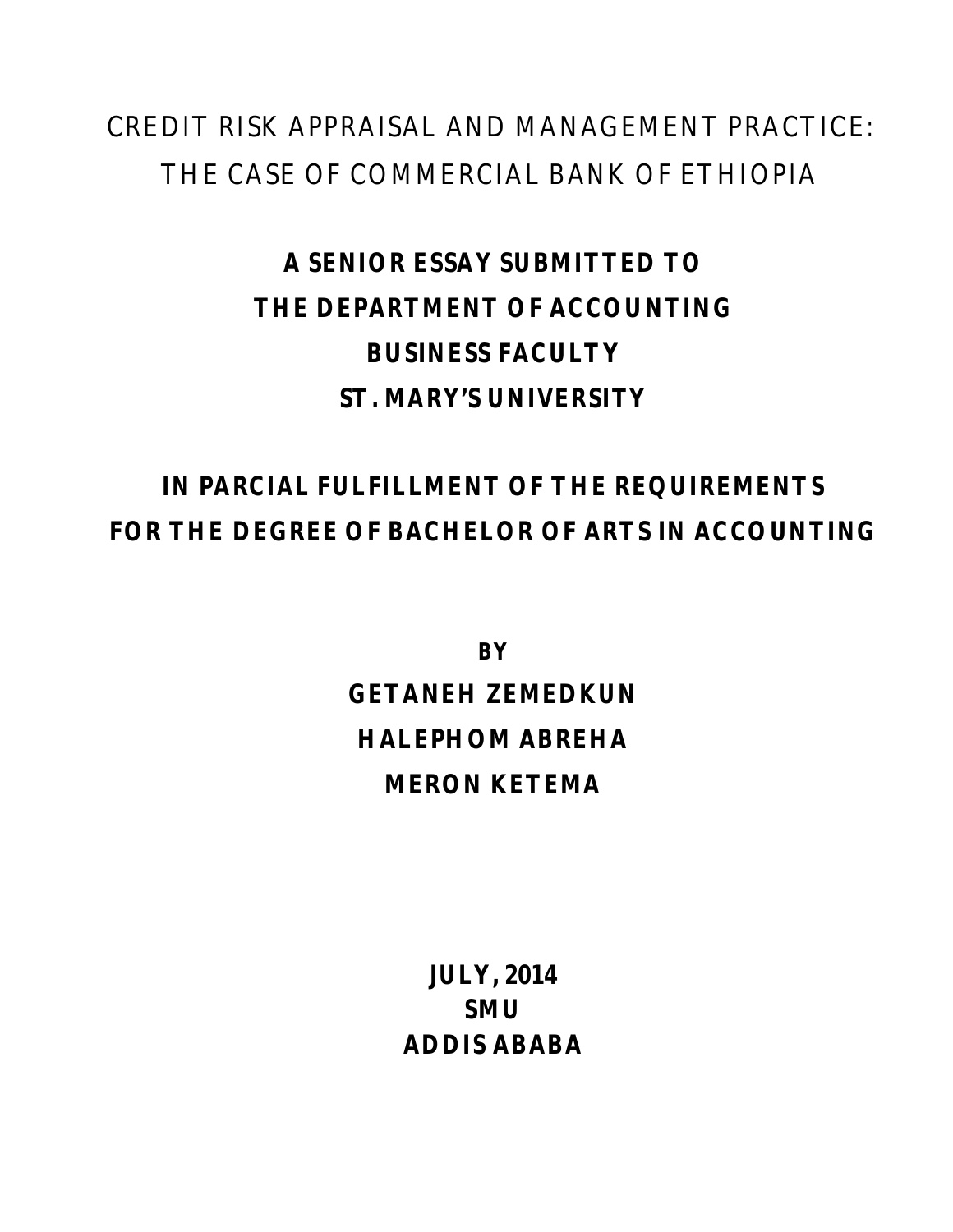CREDIT RISK APPRAISAL AND MANAGEMENT PRACTICE: THE CASE OF COMMERCIAL BANK OF ETHIOPIA

**A SENIOR ESSAY SUBMITTED TO**
**THE DEPARTMENT OF ACCOUNTING**
**BUSINESS FACULTY**
**ST. MARY'S UNIVERSITY**

**IN PARCIAL FULFILLMENT OF THE REQUIREMENTS**
**FOR THE DEGREE OF BACHELOR OF ARTS IN ACCOUNTING**

**BY**
**GETANEH ZEMEDKUN**
**HALEPHOM ABREHA**
**MERON KETEMA**

**JULY, 2014**
**SMU**
**ADDIS ABABA**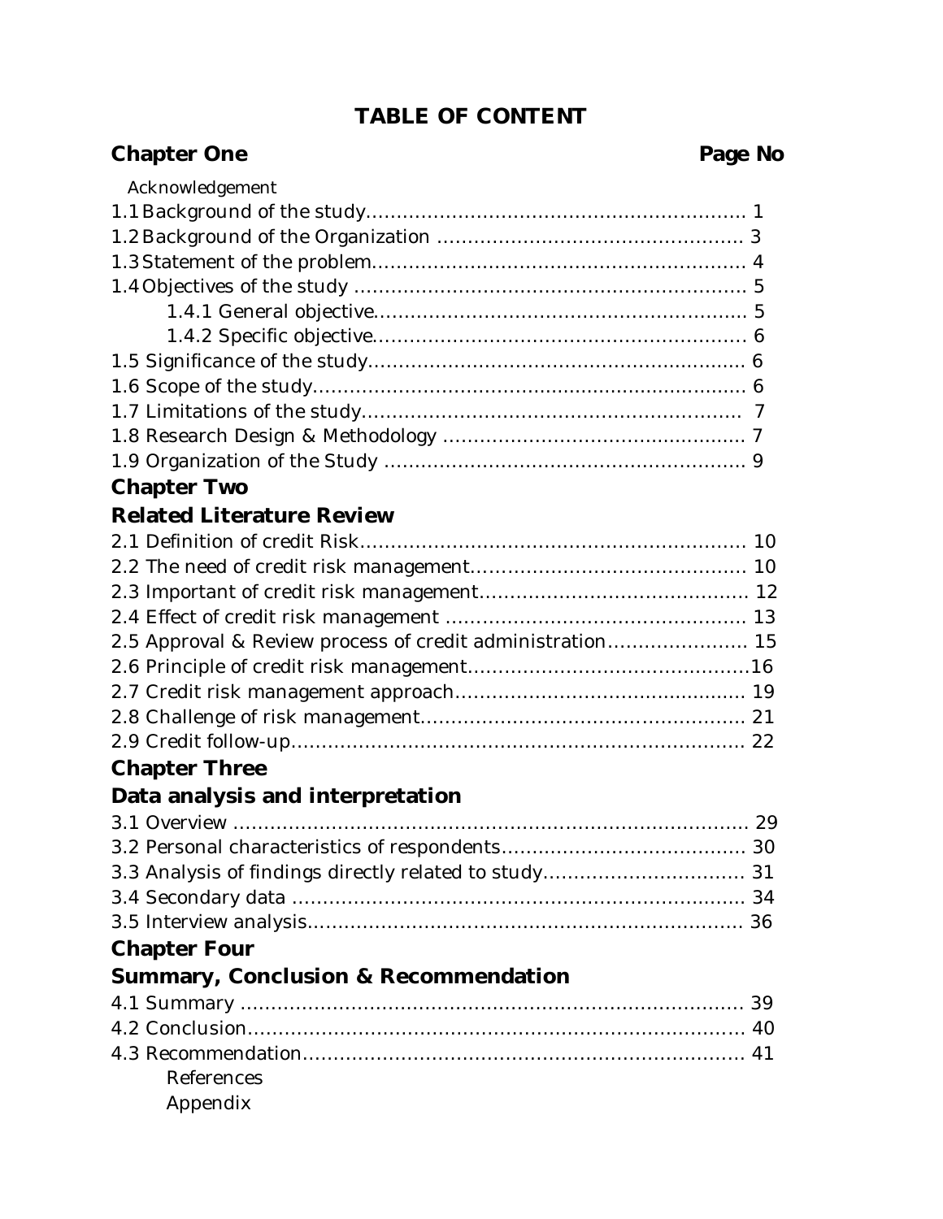# TABLE OF CONTENT

**Chapter One** **Page No**

Acknowledgement

1.1 Background of the study........................................................... 1

1.2 Background of the Organization ............................................... 3

1.3 Statement of the problem......................................................... 4

1.4 Objectives of the study ............................................................ 5

    1.4.1 General objective.......................................................... 5

    1.4.2 Specific objective.......................................................... 6

1.5 Significance of the study........................................................... 6

1.6 Scope of the study.................................................................... 6

1.7 Limitations of the study........................................................... 7

1.8 Research Design & Methodology ............................................... 7

1.9 Organization of the Study ........................................................ 9

## Chapter Two

## Related Literature Review

2.1 Definition of credit Risk............................................................ 10

2.2 The need of credit risk management.......................................... 10

2.3 Important of credit risk management......................................... 12

2.4 Effect of credit risk management .............................................. 13

2.5 Approval & Review process of credit administration..................... 15

2.6 Principle of credit risk management...........................................16

2.7 Credit risk management approach............................................. 19

2.8 Challenge of risk management.................................................. 21

2.9 Credit follow-up....................................................................... 22

## Chapter Three

## Data analysis and interpretation

3.1 Overview ................................................................................ 29

3.2 Personal characteristics of respondents...................................... 30

3.3 Analysis of findings directly related to study............................... 31

3.4 Secondary data ....................................................................... 34

3.5 Interview analysis.................................................................... 36

## Chapter Four

## Summary, Conclusion & Recommendation

4.1 Summary ............................................................................... 39

4.2 Conclusion.............................................................................. 40

4.3 Recommendation..................................................................... 41

    References

    Appendix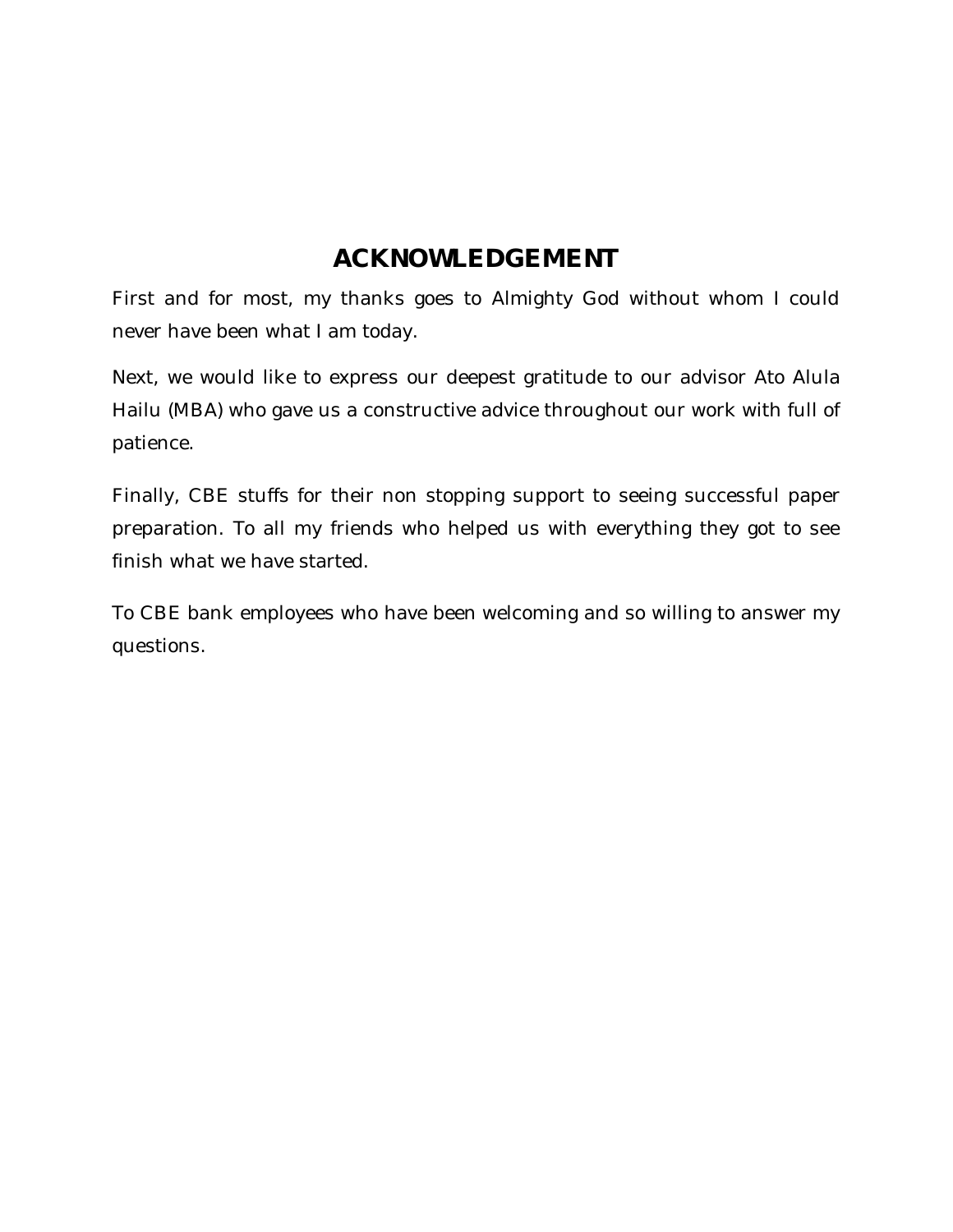# ACKNOWLEDGEMENT

First and for most, my thanks goes to Almighty God without whom I could never have been what I am today.

Next, we would like to express our deepest gratitude to our advisor Ato Alula Hailu (MBA) who gave us a constructive advice throughout our work with full of patience.

Finally, CBE stuffs for their non stopping support to seeing successful paper preparation. To all my friends who helped us with everything they got to see finish what we have started.

To CBE bank employees who have been welcoming and so willing to answer my questions.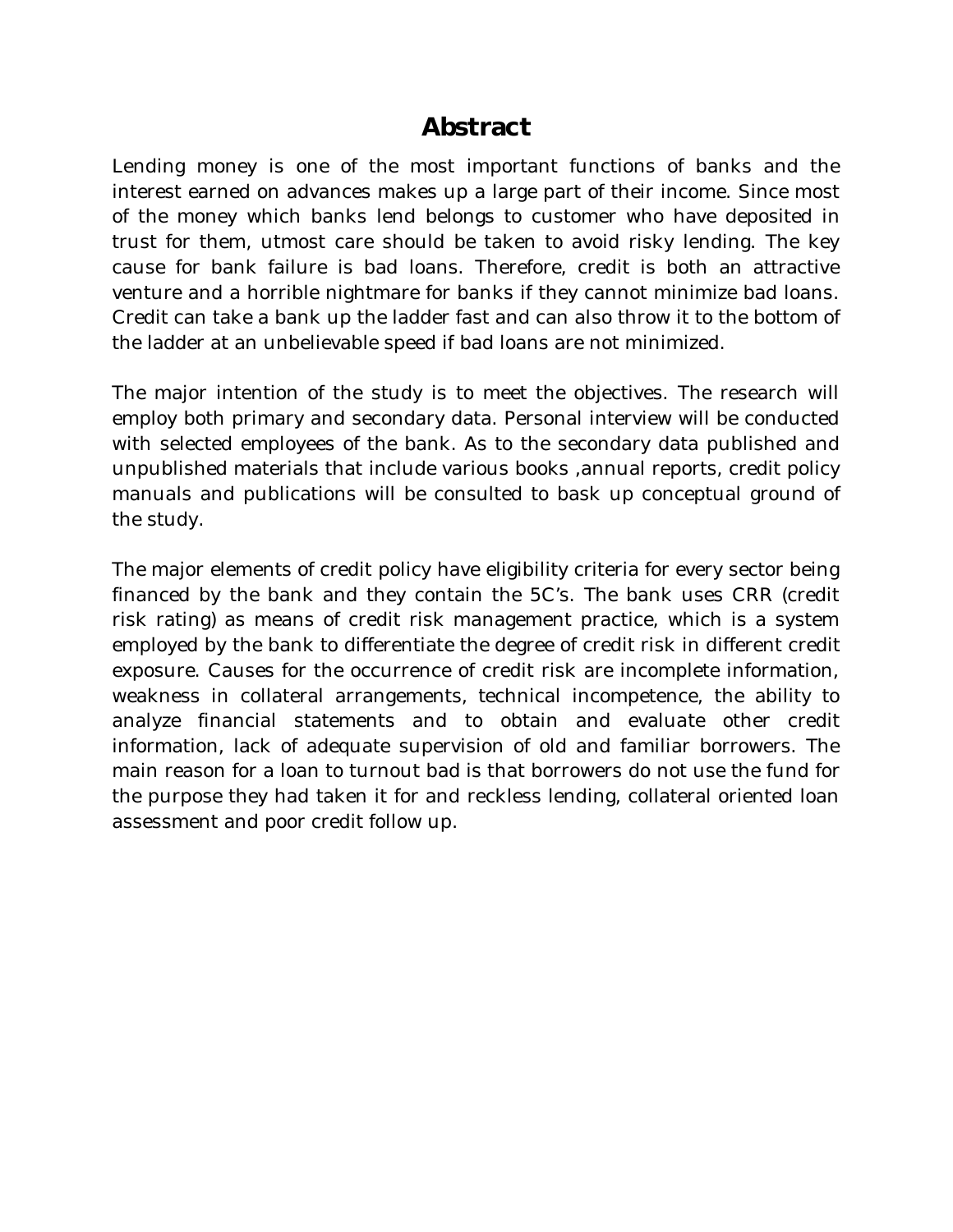# Abstract

Lending money is one of the most important functions of banks and the interest earned on advances makes up a large part of their income. Since most of the money which banks lend belongs to customer who have deposited in trust for them, utmost care should be taken to avoid risky lending. The key cause for bank failure is bad loans. Therefore, credit is both an attractive venture and a horrible nightmare for banks if they cannot minimize bad loans. Credit can take a bank up the ladder fast and can also throw it to the bottom of the ladder at an unbelievable speed if bad loans are not minimized.

The major intention of the study is to meet the objectives. The research will employ both primary and secondary data. Personal interview will be conducted with selected employees of the bank. As to the secondary data published and unpublished materials that include various books ,annual reports, credit policy manuals and publications will be consulted to bask up conceptual ground of the study.

The major elements of credit policy have eligibility criteria for every sector being financed by the bank and they contain the 5C's. The bank uses CRR (credit risk rating) as means of credit risk management practice, which is a system employed by the bank to differentiate the degree of credit risk in different credit exposure. Causes for the occurrence of credit risk are incomplete information, weakness in collateral arrangements, technical incompetence, the ability to analyze financial statements and to obtain and evaluate other credit information, lack of adequate supervision of old and familiar borrowers. The main reason for a loan to turnout bad is that borrowers do not use the fund for the purpose they had taken it for and reckless lending, collateral oriented loan assessment and poor credit follow up.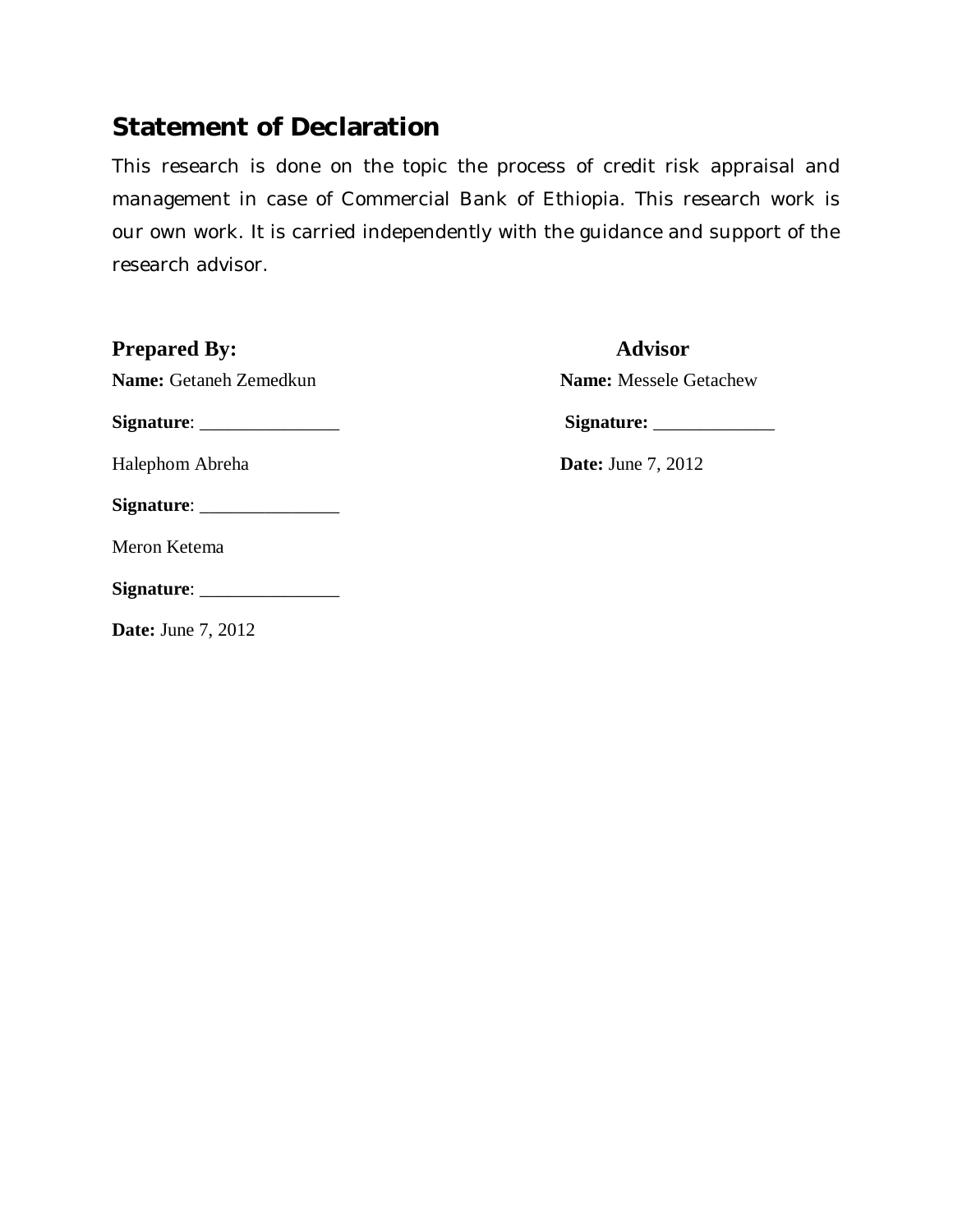## Statement of Declaration

This research is done on the topic the process of credit risk appraisal and management in case of Commercial Bank of Ethiopia. This research work is our own work. It is carried independently with the guidance and support of the research advisor.

**Prepared By:**

**Name:** Getaneh Zemedkun

**Signature**: _______________

Halephom Abreha

**Signature**: _______________

Meron Ketema

**Signature**: _______________

**Date:** June 7, 2012

**Advisor**

**Name:** Messele Getachew

**Signature:** _____________

**Date:** June 7, 2012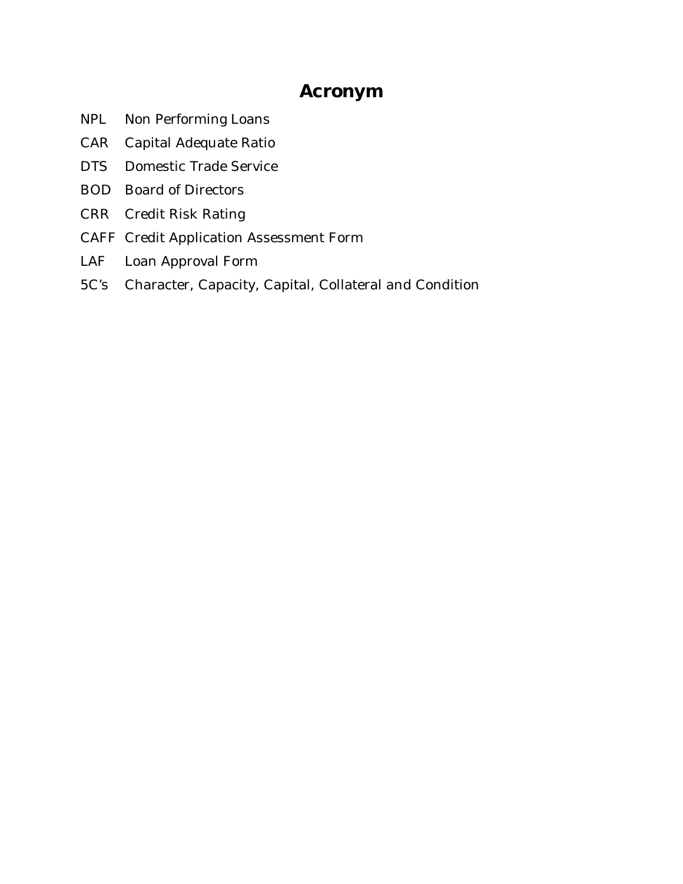# Acronym

| | |
|---|---|
| NPL | Non Performing Loans |
| CAR | Capital Adequate Ratio |
| DTS | Domestic Trade Service |
| BOD | Board of Directors |
| CRR | Credit Risk Rating |
| CAFF | Credit Application Assessment Form |
| LAF | Loan Approval Form |
| 5C's | Character, Capacity, Capital, Collateral and Condition |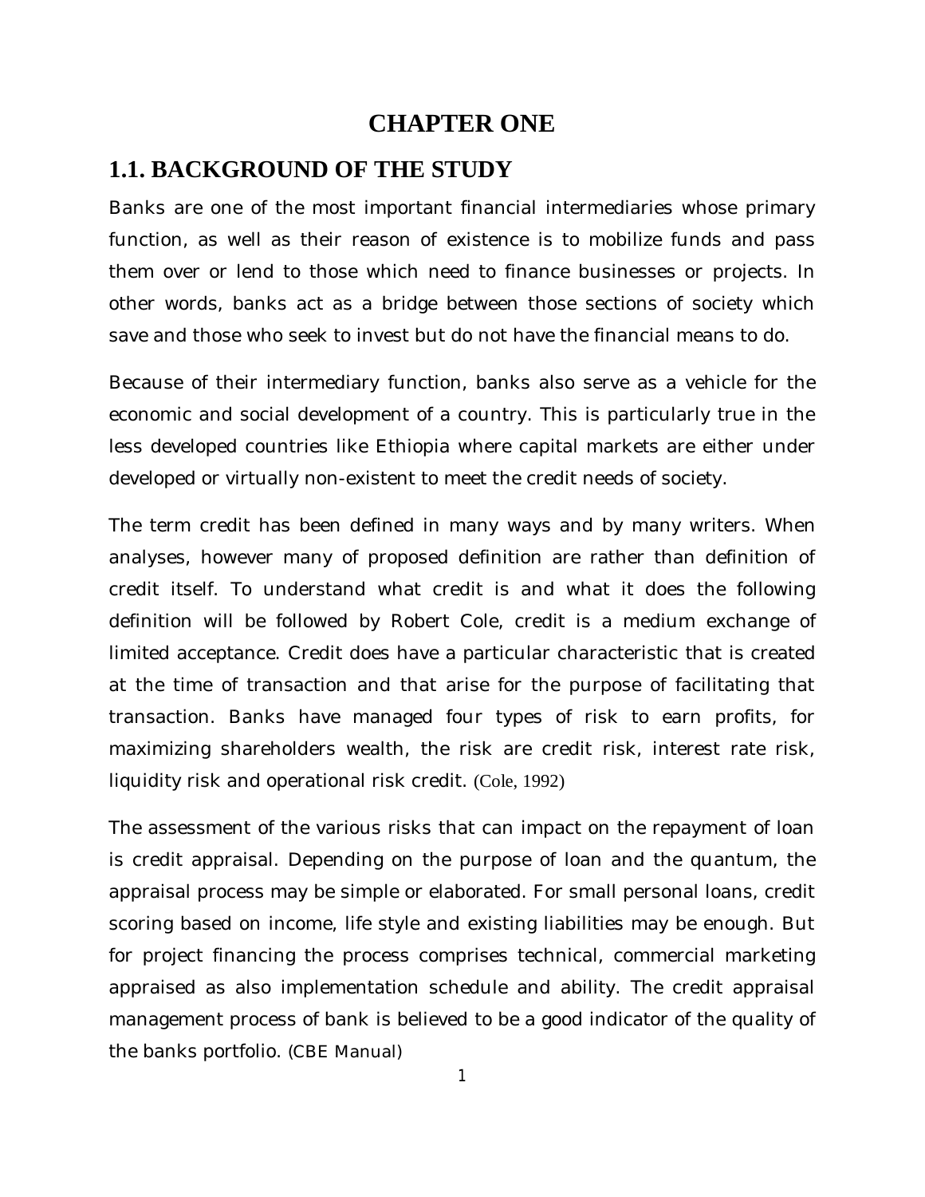# CHAPTER ONE

## 1.1. BACKGROUND OF THE STUDY

Banks are one of the most important financial intermediaries whose primary function, as well as their reason of existence is to mobilize funds and pass them over or lend to those which need to finance businesses or projects. In other words, banks act as a bridge between those sections of society which save and those who seek to invest but do not have the financial means to do.

Because of their intermediary function, banks also serve as a vehicle for the economic and social development of a country. This is particularly true in the less developed countries like Ethiopia where capital markets are either under developed or virtually non-existent to meet the credit needs of society.

The term credit has been defined in many ways and by many writers. When analyses, however many of proposed definition are rather than definition of credit itself. To understand what credit is and what it does the following definition will be followed by Robert Cole, credit is a medium exchange of limited acceptance. Credit does have a particular characteristic that is created at the time of transaction and that arise for the purpose of facilitating that transaction. Banks have managed four types of risk to earn profits, for maximizing shareholders wealth, the risk are credit risk, interest rate risk, liquidity risk and operational risk credit. (Cole, 1992)

The assessment of the various risks that can impact on the repayment of loan is credit appraisal. Depending on the purpose of loan and the quantum, the appraisal process may be simple or elaborated. For small personal loans, credit scoring based on income, life style and existing liabilities may be enough. But for project financing the process comprises technical, commercial marketing appraised as also implementation schedule and ability. The credit appraisal management process of bank is believed to be a good indicator of the quality of the banks portfolio. (CBE Manual)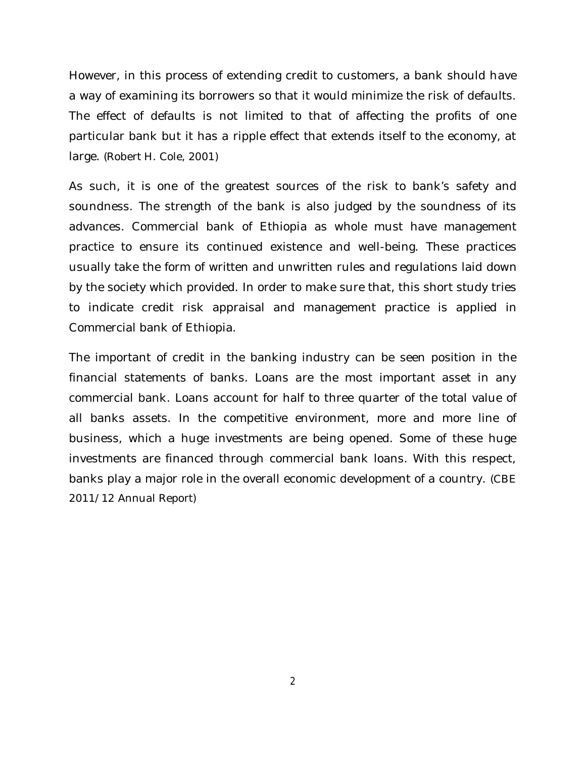However, in this process of extending credit to customers, a bank should have a way of examining its borrowers so that it would minimize the risk of defaults. The effect of defaults is not limited to that of affecting the profits of one particular bank but it has a ripple effect that extends itself to the economy, at large. (Robert H. Cole, 2001)

As such, it is one of the greatest sources of the risk to bank's safety and soundness. The strength of the bank is also judged by the soundness of its advances. Commercial bank of Ethiopia as whole must have management practice to ensure its continued existence and well-being. These practices usually take the form of written and unwritten rules and regulations laid down by the society which provided. In order to make sure that, this short study tries to indicate credit risk appraisal and management practice is applied in Commercial bank of Ethiopia.

The important of credit in the banking industry can be seen position in the financial statements of banks. Loans are the most important asset in any commercial bank. Loans account for half to three quarter of the total value of all banks assets. In the competitive environment, more and more line of business, which a huge investments are being opened. Some of these huge investments are financed through commercial bank loans. With this respect, banks play a major role in the overall economic development of a country. (CBE 2011/12 Annual Report)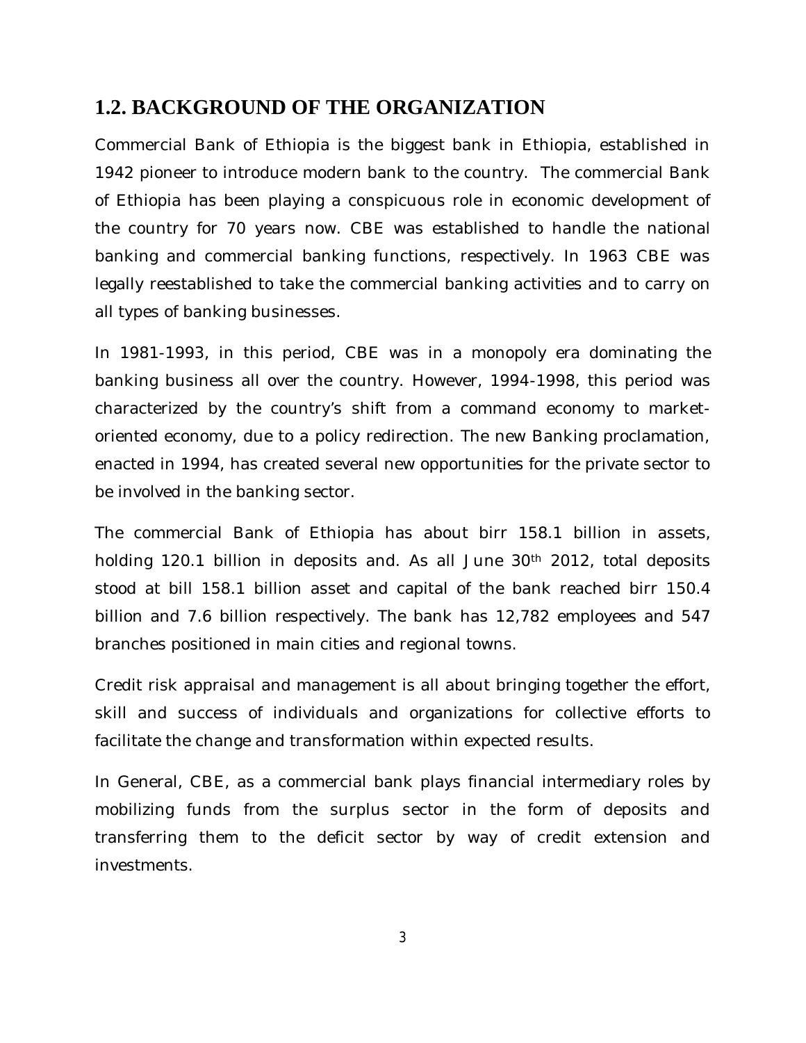## 1.2. BACKGROUND OF THE ORGANIZATION

Commercial Bank of Ethiopia is the biggest bank in Ethiopia, established in 1942 pioneer to introduce modern bank to the country. The commercial Bank of Ethiopia has been playing a conspicuous role in economic development of the country for 70 years now. CBE was established to handle the national banking and commercial banking functions, respectively. In 1963 CBE was legally reestablished to take the commercial banking activities and to carry on all types of banking businesses.

In 1981-1993, in this period, CBE was in a monopoly era dominating the banking business all over the country. However, 1994-1998, this period was characterized by the country's shift from a command economy to market-oriented economy, due to a policy redirection. The new Banking proclamation, enacted in 1994, has created several new opportunities for the private sector to be involved in the banking sector.

The commercial Bank of Ethiopia has about birr 158.1 billion in assets, holding 120.1 billion in deposits and. As all June 30th 2012, total deposits stood at bill 158.1 billion asset and capital of the bank reached birr 150.4 billion and 7.6 billion respectively. The bank has 12,782 employees and 547 branches positioned in main cities and regional towns.

Credit risk appraisal and management is all about bringing together the effort, skill and success of individuals and organizations for collective efforts to facilitate the change and transformation within expected results.

In General, CBE, as a commercial bank plays financial intermediary roles by mobilizing funds from the surplus sector in the form of deposits and transferring them to the deficit sector by way of credit extension and investments.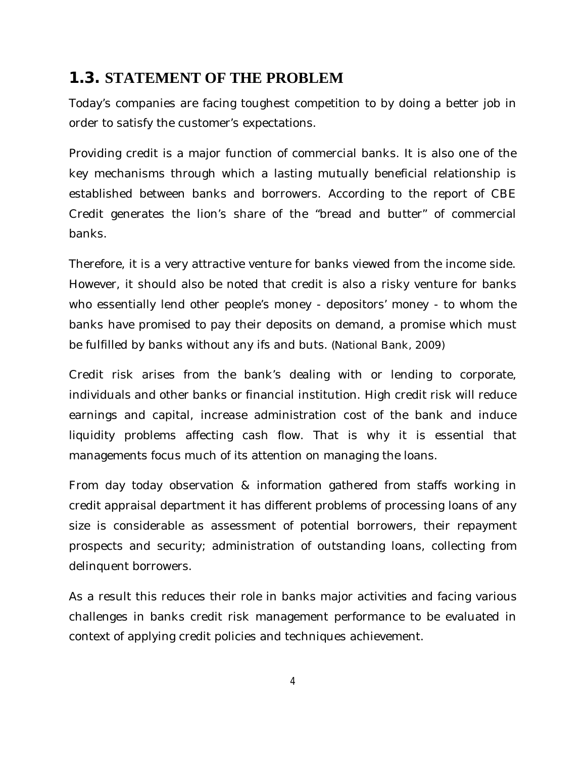## 1.3. STATEMENT OF THE PROBLEM

Today's companies are facing toughest competition to by doing a better job in order to satisfy the customer's expectations.

Providing credit is a major function of commercial banks. It is also one of the key mechanisms through which a lasting mutually beneficial relationship is established between banks and borrowers. According to the report of CBE Credit generates the lion's share of the "bread and butter" of commercial banks.

Therefore, it is a very attractive venture for banks viewed from the income side. However, it should also be noted that credit is also a risky venture for banks who essentially lend other people's money - depositors' money - to whom the banks have promised to pay their deposits on demand, a promise which must be fulfilled by banks without any ifs and buts. (National Bank, 2009)

Credit risk arises from the bank's dealing with or lending to corporate, individuals and other banks or financial institution. High credit risk will reduce earnings and capital, increase administration cost of the bank and induce liquidity problems affecting cash flow. That is why it is essential that managements focus much of its attention on managing the loans.

From day today observation & information gathered from staffs working in credit appraisal department it has different problems of processing loans of any size is considerable as assessment of potential borrowers, their repayment prospects and security; administration of outstanding loans, collecting from delinquent borrowers.

As a result this reduces their role in banks major activities and facing various challenges in banks credit risk management performance to be evaluated in context of applying credit policies and techniques achievement.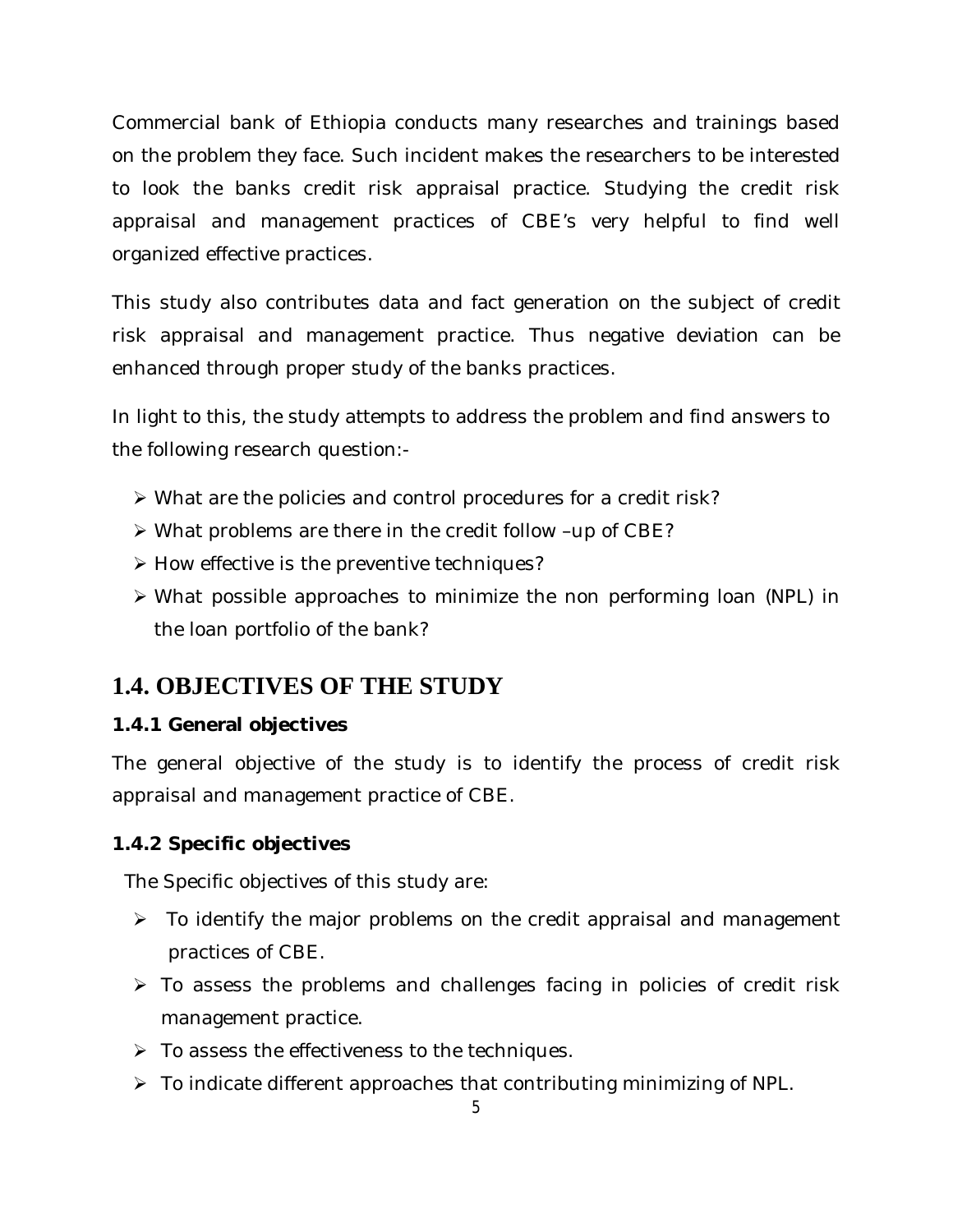Commercial bank of Ethiopia conducts many researches and trainings based on the problem they face. Such incident makes the researchers to be interested to look the banks credit risk appraisal practice. Studying the credit risk appraisal and management practices of CBE's very helpful to find well organized effective practices.

This study also contributes data and fact generation on the subject of credit risk appraisal and management practice. Thus negative deviation can be enhanced through proper study of the banks practices.

In light to this, the study attempts to address the problem and find answers to the following research question:-

- What are the policies and control procedures for a credit risk?
- What problems are there in the credit follow –up of CBE?
- How effective is the preventive techniques?
- What possible approaches to minimize the non performing loan (NPL) in the loan portfolio of the bank?

## 1.4. OBJECTIVES OF THE STUDY

### 1.4.1 General objectives

The general objective of the study is to identify the process of credit risk appraisal and management practice of CBE.

### 1.4.2 Specific objectives

The Specific objectives of this study are:

- To identify the major problems on the credit appraisal and management practices of CBE.
- To assess the problems and challenges facing in policies of credit risk management practice.
- To assess the effectiveness to the techniques.
- To indicate different approaches that contributing minimizing of NPL.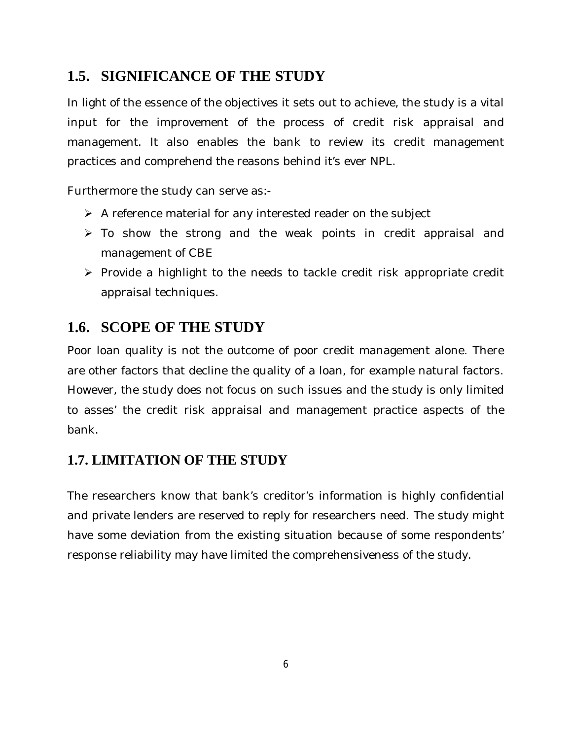## 1.5. SIGNIFICANCE OF THE STUDY

In light of the essence of the objectives it sets out to achieve, the study is a vital input for the improvement of the process of credit risk appraisal and management. It also enables the bank to review its credit management practices and comprehend the reasons behind it's ever NPL.

Furthermore the study can serve as:-

- A reference material for any interested reader on the subject
- To show the strong and the weak points in credit appraisal and management of CBE
- Provide a highlight to the needs to tackle credit risk appropriate credit appraisal techniques.

## 1.6. SCOPE OF THE STUDY

Poor loan quality is not the outcome of poor credit management alone. There are other factors that decline the quality of a loan, for example natural factors. However, the study does not focus on such issues and the study is only limited to asses' the credit risk appraisal and management practice aspects of the bank.

## 1.7. LIMITATION OF THE STUDY

The researchers know that bank's creditor's information is highly confidential and private lenders are reserved to reply for researchers need. The study might have some deviation from the existing situation because of some respondents' response reliability may have limited the comprehensiveness of the study.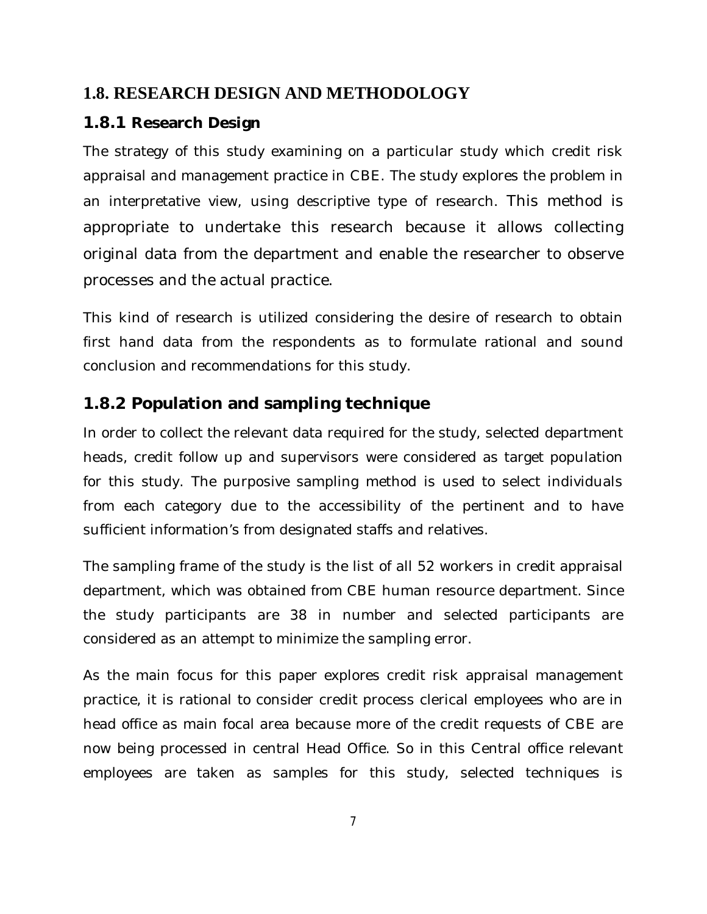## 1.8. RESEARCH DESIGN AND METHODOLOGY

### 1.8.1 Research Design

The strategy of this study examining on a particular study which credit risk appraisal and management practice in CBE. The study explores the problem in an interpretative view, using descriptive type of research. This method is appropriate to undertake this research because it allows collecting original data from the department and enable the researcher to observe processes and the actual practice.

This kind of research is utilized considering the desire of research to obtain first hand data from the respondents as to formulate rational and sound conclusion and recommendations for this study.

### 1.8.2 Population and sampling technique

In order to collect the relevant data required for the study, selected department heads, credit follow up and supervisors were considered as target population for this study. The purposive sampling method is used to select individuals from each category due to the accessibility of the pertinent and to have sufficient information's from designated staffs and relatives.

The sampling frame of the study is the list of all 52 workers in credit appraisal department, which was obtained from CBE human resource department. Since the study participants are 38 in number and selected participants are considered as an attempt to minimize the sampling error.

As the main focus for this paper explores credit risk appraisal management practice, it is rational to consider credit process clerical employees who are in head office as main focal area because more of the credit requests of CBE are now being processed in central Head Office. So in this Central office relevant employees are taken as samples for this study, selected techniques is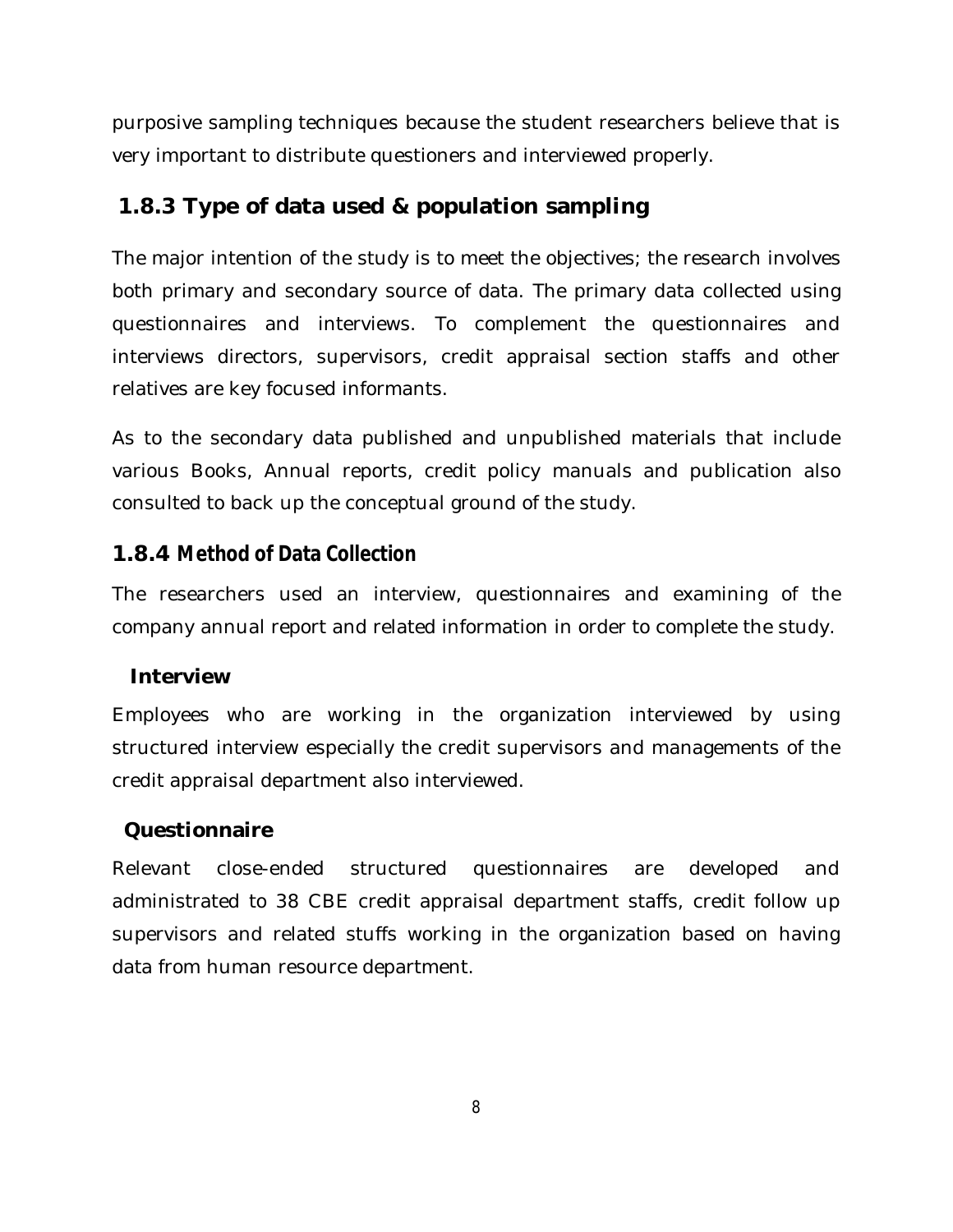purposive sampling techniques because the student researchers believe that is very important to distribute questioners and interviewed properly.

### 1.8.3 Type of data used & population sampling

The major intention of the study is to meet the objectives; the research involves both primary and secondary source of data. The primary data collected using questionnaires and interviews. To complement the questionnaires and interviews directors, supervisors, credit appraisal section staffs and other relatives are key focused informants.

As to the secondary data published and unpublished materials that include various Books, Annual reports, credit policy manuals and publication also consulted to back up the conceptual ground of the study.

### 1.8.4 Method of Data Collection

The researchers used an interview, questionnaires and examining of the company annual report and related information in order to complete the study.

**Interview**

Employees who are working in the organization interviewed by using structured interview especially the credit supervisors and managements of the credit appraisal department also interviewed.

**Questionnaire**

Relevant close-ended structured questionnaires are developed and administrated to 38 CBE credit appraisal department staffs, credit follow up supervisors and related stuffs working in the organization based on having data from human resource department.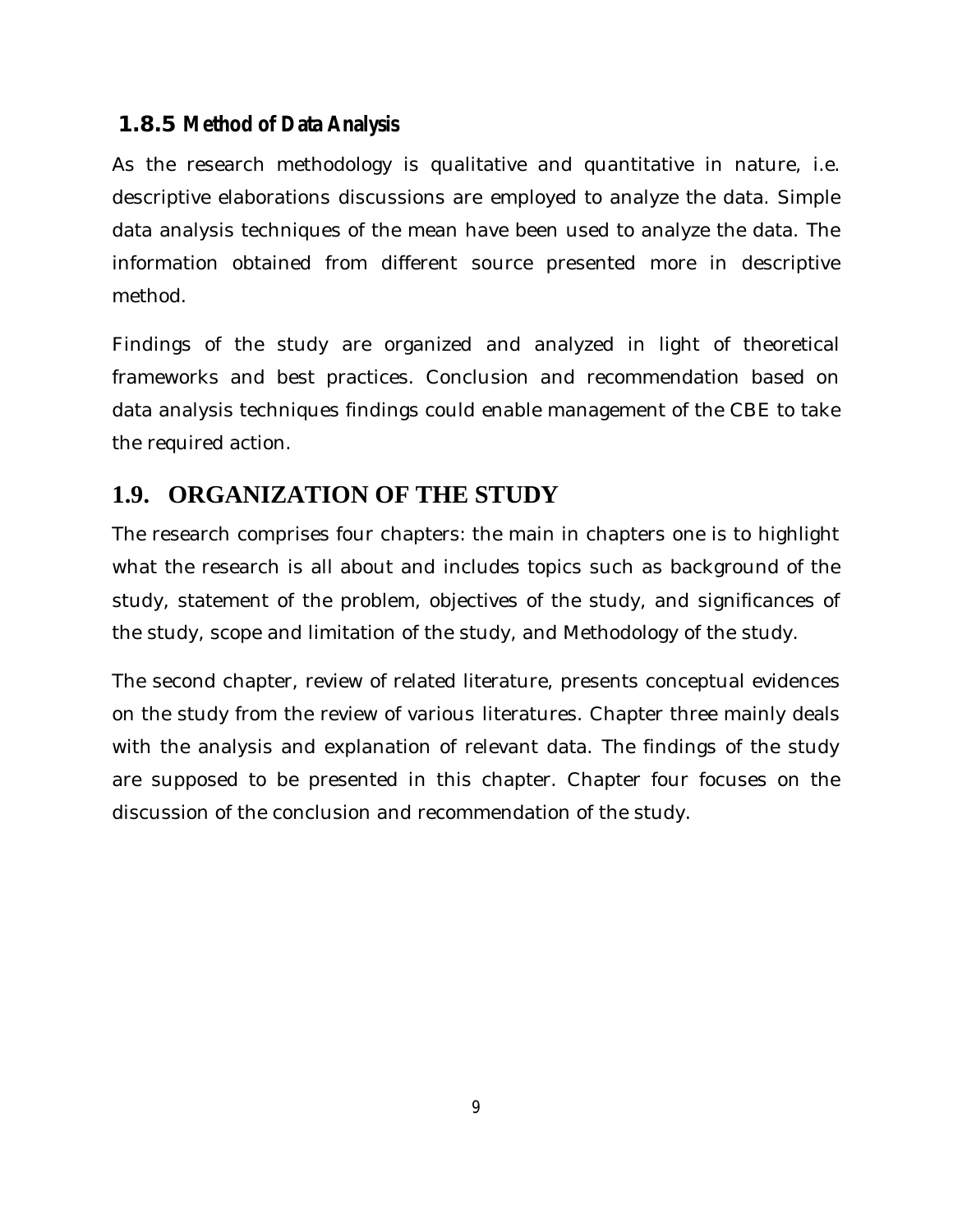### 1.8.5 Method of Data Analysis

As the research methodology is qualitative and quantitative in nature, i.e. descriptive elaborations discussions are employed to analyze the data. Simple data analysis techniques of the mean have been used to analyze the data. The information obtained from different source presented more in descriptive method.

Findings of the study are organized and analyzed in light of theoretical frameworks and best practices. Conclusion and recommendation based on data analysis techniques findings could enable management of the CBE to take the required action.

## 1.9. ORGANIZATION OF THE STUDY

The research comprises four chapters: the main in chapters one is to highlight what the research is all about and includes topics such as background of the study, statement of the problem, objectives of the study, and significances of the study, scope and limitation of the study, and Methodology of the study.

The second chapter, review of related literature, presents conceptual evidences on the study from the review of various literatures. Chapter three mainly deals with the analysis and explanation of relevant data. The findings of the study are supposed to be presented in this chapter. Chapter four focuses on the discussion of the conclusion and recommendation of the study.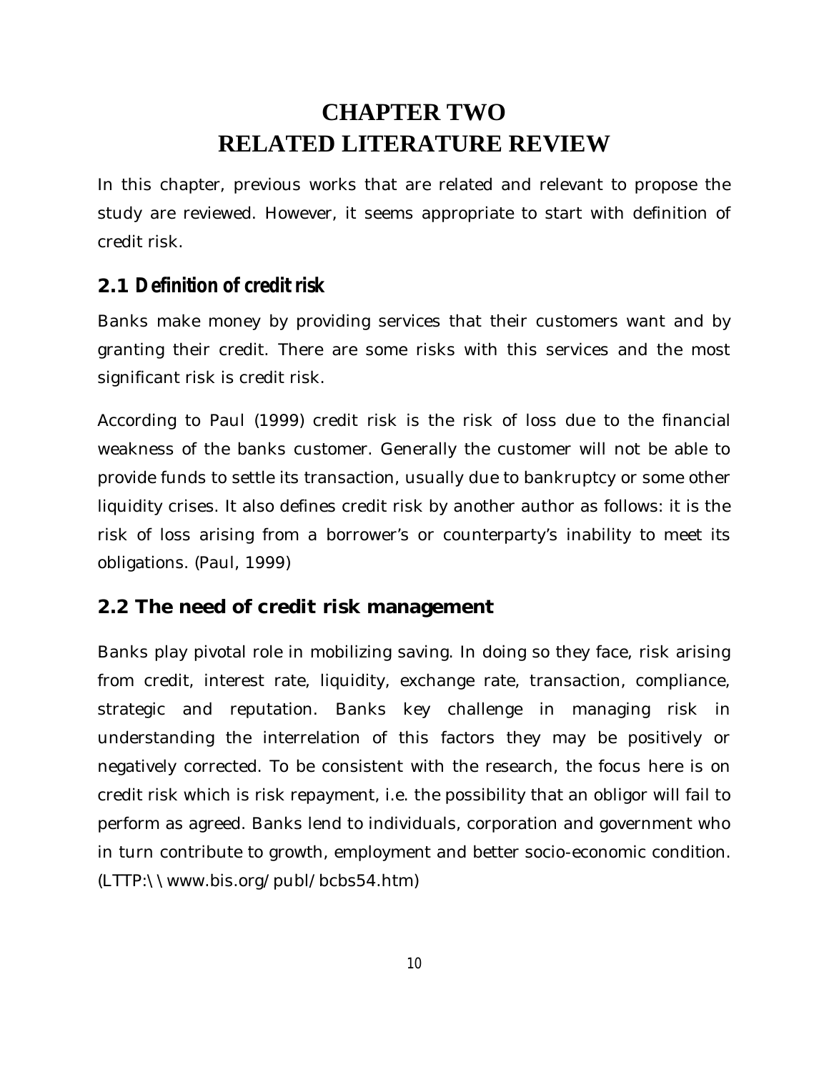# CHAPTER TWO
# RELATED LITERATURE REVIEW

In this chapter, previous works that are related and relevant to propose the study are reviewed. However, it seems appropriate to start with definition of credit risk.

## 2.1 Definition of credit risk

Banks make money by providing services that their customers want and by granting their credit. There are some risks with this services and the most significant risk is credit risk.

According to Paul (1999) credit risk is the risk of loss due to the financial weakness of the banks customer. Generally the customer will not be able to provide funds to settle its transaction, usually due to bankruptcy or some other liquidity crises. It also defines credit risk by another author as follows: it is the risk of loss arising from a borrower's or counterparty's inability to meet its obligations. (Paul, 1999)

## 2.2 The need of credit risk management

Banks play pivotal role in mobilizing saving. In doing so they face, risk arising from credit, interest rate, liquidity, exchange rate, transaction, compliance, strategic and reputation. Banks key challenge in managing risk in understanding the interrelation of this factors they may be positively or negatively corrected. To be consistent with the research, the focus here is on credit risk which is risk repayment, i.e. the possibility that an obligor will fail to perform as agreed. Banks lend to individuals, corporation and government who in turn contribute to growth, employment and better socio-economic condition. (LTTP:\\www.bis.org/publ/bcbs54.htm)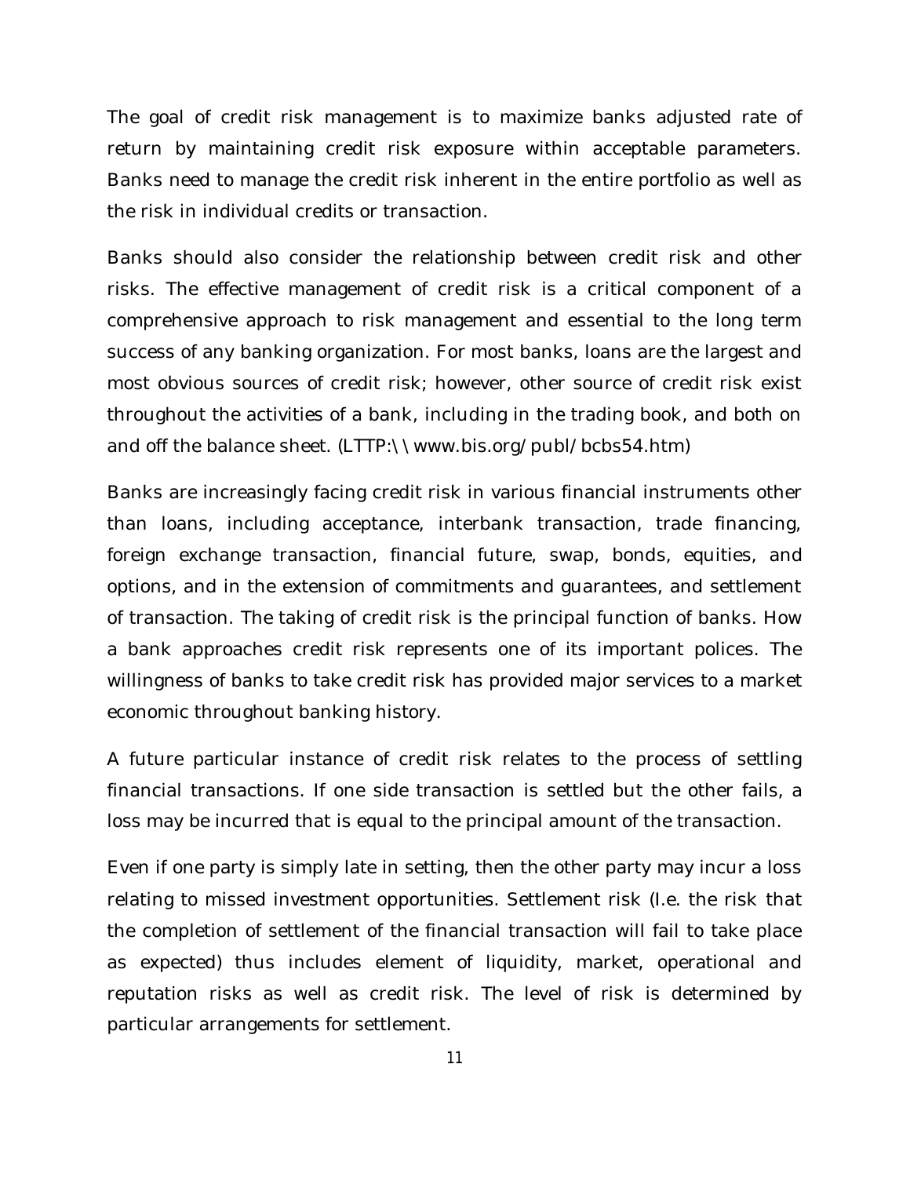The goal of credit risk management is to maximize banks adjusted rate of return by maintaining credit risk exposure within acceptable parameters. Banks need to manage the credit risk inherent in the entire portfolio as well as the risk in individual credits or transaction.

Banks should also consider the relationship between credit risk and other risks. The effective management of credit risk is a critical component of a comprehensive approach to risk management and essential to the long term success of any banking organization. For most banks, loans are the largest and most obvious sources of credit risk; however, other source of credit risk exist throughout the activities of a bank, including in the trading book, and both on and off the balance sheet. (LTTP:\\www.bis.org/publ/bcbs54.htm)

Banks are increasingly facing credit risk in various financial instruments other than loans, including acceptance, interbank transaction, trade financing, foreign exchange transaction, financial future, swap, bonds, equities, and options, and in the extension of commitments and guarantees, and settlement of transaction. The taking of credit risk is the principal function of banks. How a bank approaches credit risk represents one of its important polices. The willingness of banks to take credit risk has provided major services to a market economic throughout banking history.

A future particular instance of credit risk relates to the process of settling financial transactions. If one side transaction is settled but the other fails, a loss may be incurred that is equal to the principal amount of the transaction.

Even if one party is simply late in setting, then the other party may incur a loss relating to missed investment opportunities. Settlement risk (I.e. the risk that the completion of settlement of the financial transaction will fail to take place as expected) thus includes element of liquidity, market, operational and reputation risks as well as credit risk. The level of risk is determined by particular arrangements for settlement.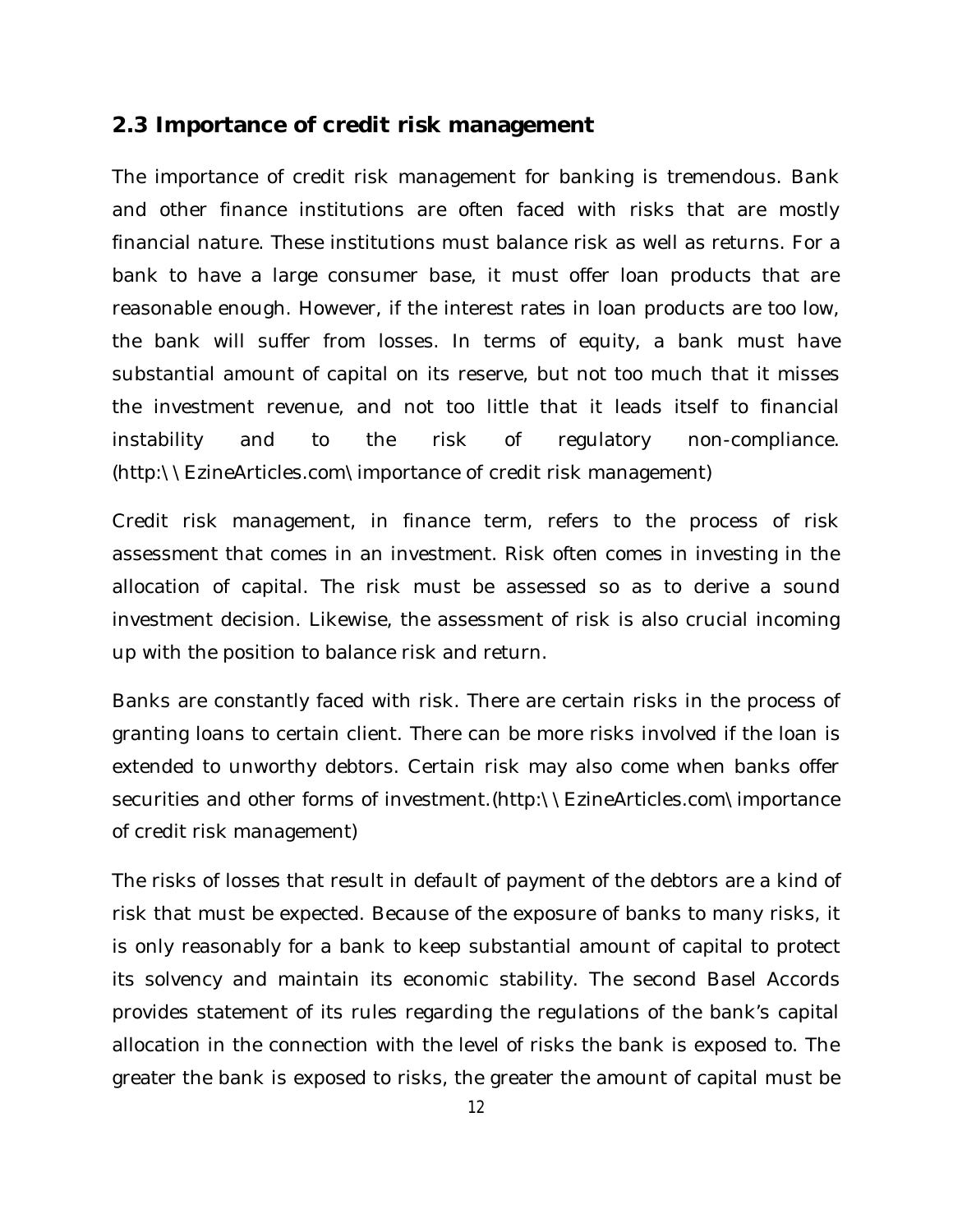## 2.3 Importance of credit risk management

The importance of credit risk management for banking is tremendous. Bank and other finance institutions are often faced with risks that are mostly financial nature. These institutions must balance risk as well as returns. For a bank to have a large consumer base, it must offer loan products that are reasonable enough. However, if the interest rates in loan products are too low, the bank will suffer from losses. In terms of equity, a bank must have substantial amount of capital on its reserve, but not too much that it misses the investment revenue, and not too little that it leads itself to financial instability and to the risk of regulatory non-compliance. (http:\\EzineArticles.com\importance of credit risk management)

Credit risk management, in finance term, refers to the process of risk assessment that comes in an investment. Risk often comes in investing in the allocation of capital. The risk must be assessed so as to derive a sound investment decision. Likewise, the assessment of risk is also crucial incoming up with the position to balance risk and return.

Banks are constantly faced with risk. There are certain risks in the process of granting loans to certain client. There can be more risks involved if the loan is extended to unworthy debtors. Certain risk may also come when banks offer securities and other forms of investment.(http:\\EzineArticles.com\importance of credit risk management)

The risks of losses that result in default of payment of the debtors are a kind of risk that must be expected. Because of the exposure of banks to many risks, it is only reasonably for a bank to keep substantial amount of capital to protect its solvency and maintain its economic stability. The second Basel Accords provides statement of its rules regarding the regulations of the bank's capital allocation in the connection with the level of risks the bank is exposed to. The greater the bank is exposed to risks, the greater the amount of capital must be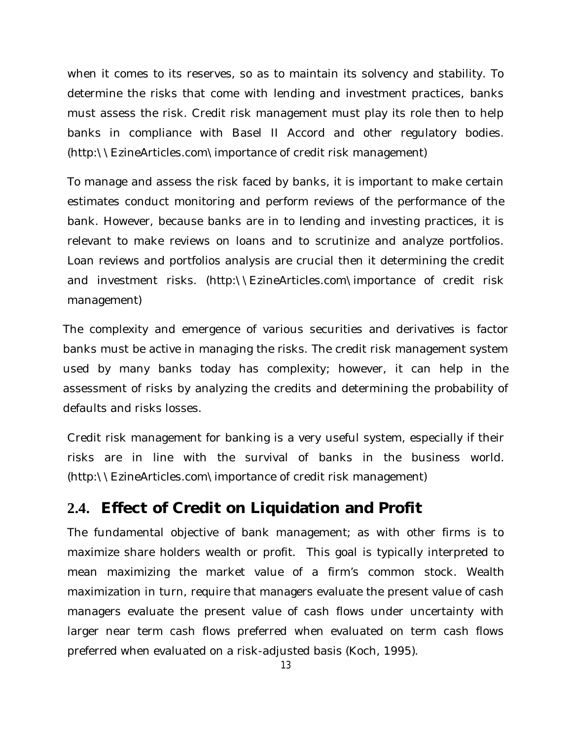when it comes to its reserves, so as to maintain its solvency and stability. To determine the risks that come with lending and investment practices, banks must assess the risk. Credit risk management must play its role then to help banks in compliance with Basel II Accord and other regulatory bodies. (http:\\EzineArticles.com\importance of credit risk management)

To manage and assess the risk faced by banks, it is important to make certain estimates conduct monitoring and perform reviews of the performance of the bank. However, because banks are in to lending and investing practices, it is relevant to make reviews on loans and to scrutinize and analyze portfolios. Loan reviews and portfolios analysis are crucial then it determining the credit and investment risks. (http:\\EzineArticles.com\importance of credit risk management)

The complexity and emergence of various securities and derivatives is factor banks must be active in managing the risks. The credit risk management system used by many banks today has complexity; however, it can help in the assessment of risks by analyzing the credits and determining the probability of defaults and risks losses.

Credit risk management for banking is a very useful system, especially if their risks are in line with the survival of banks in the business world. (http:\\EzineArticles.com\importance of credit risk management)

## 2.4. Effect of Credit on Liquidation and Profit

The fundamental objective of bank management; as with other firms is to maximize share holders wealth or profit. This goal is typically interpreted to mean maximizing the market value of a firm's common stock. Wealth maximization in turn, require that managers evaluate the present value of cash managers evaluate the present value of cash flows under uncertainty with larger near term cash flows preferred when evaluated on term cash flows preferred when evaluated on a risk-adjusted basis (Koch, 1995).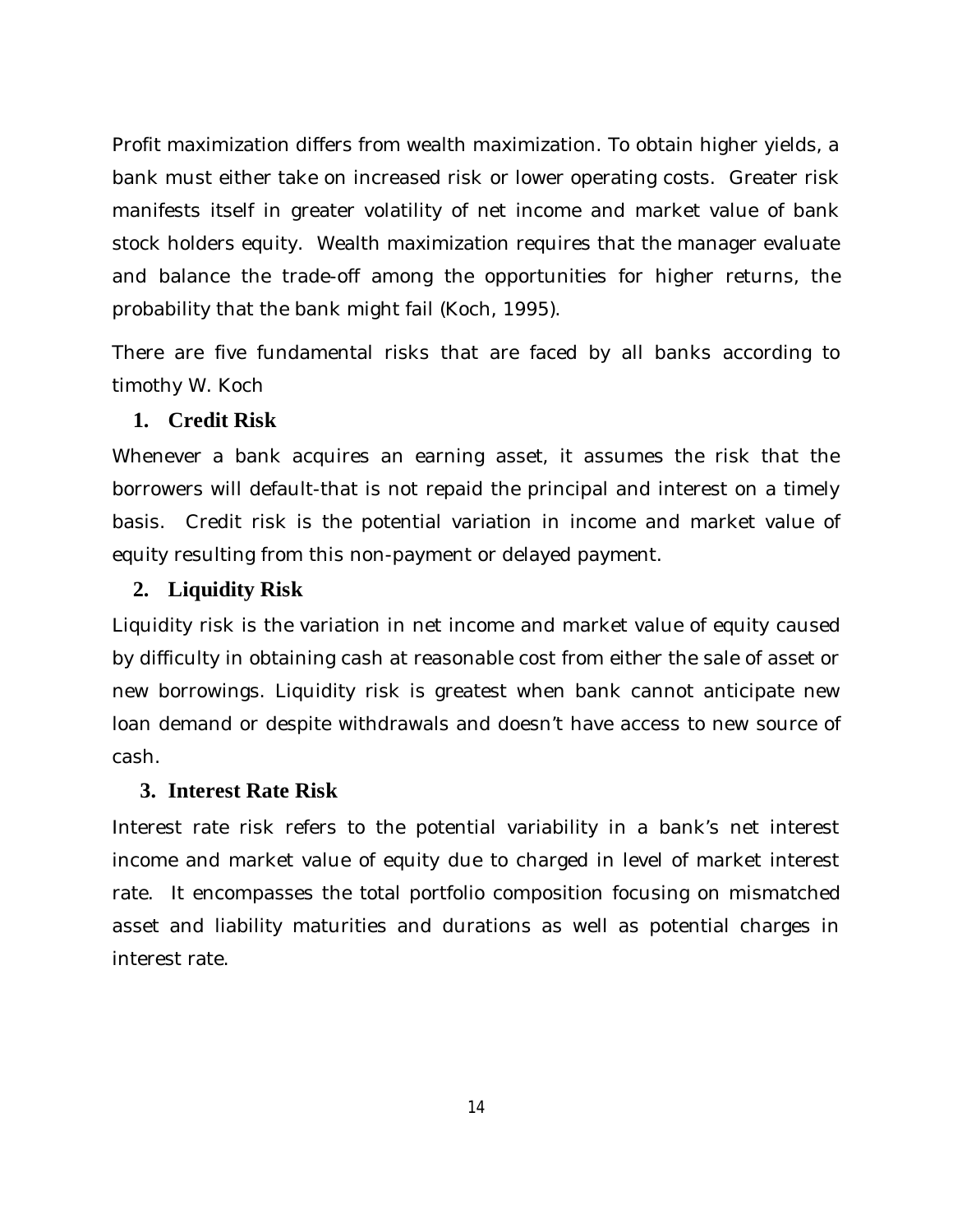Profit maximization differs from wealth maximization. To obtain higher yields, a bank must either take on increased risk or lower operating costs. Greater risk manifests itself in greater volatility of net income and market value of bank stock holders equity. Wealth maximization requires that the manager evaluate and balance the trade-off among the opportunities for higher returns, the probability that the bank might fail (Koch, 1995).

There are five fundamental risks that are faced by all banks according to timothy W. Koch

1. **Credit Risk**

Whenever a bank acquires an earning asset, it assumes the risk that the borrowers will default-that is not repaid the principal and interest on a timely basis. Credit risk is the potential variation in income and market value of equity resulting from this non-payment or delayed payment.

2. **Liquidity Risk**

Liquidity risk is the variation in net income and market value of equity caused by difficulty in obtaining cash at reasonable cost from either the sale of asset or new borrowings. Liquidity risk is greatest when bank cannot anticipate new loan demand or despite withdrawals and doesn't have access to new source of cash.

3. **Interest Rate Risk**

Interest rate risk refers to the potential variability in a bank's net interest income and market value of equity due to charged in level of market interest rate. It encompasses the total portfolio composition focusing on mismatched asset and liability maturities and durations as well as potential charges in interest rate.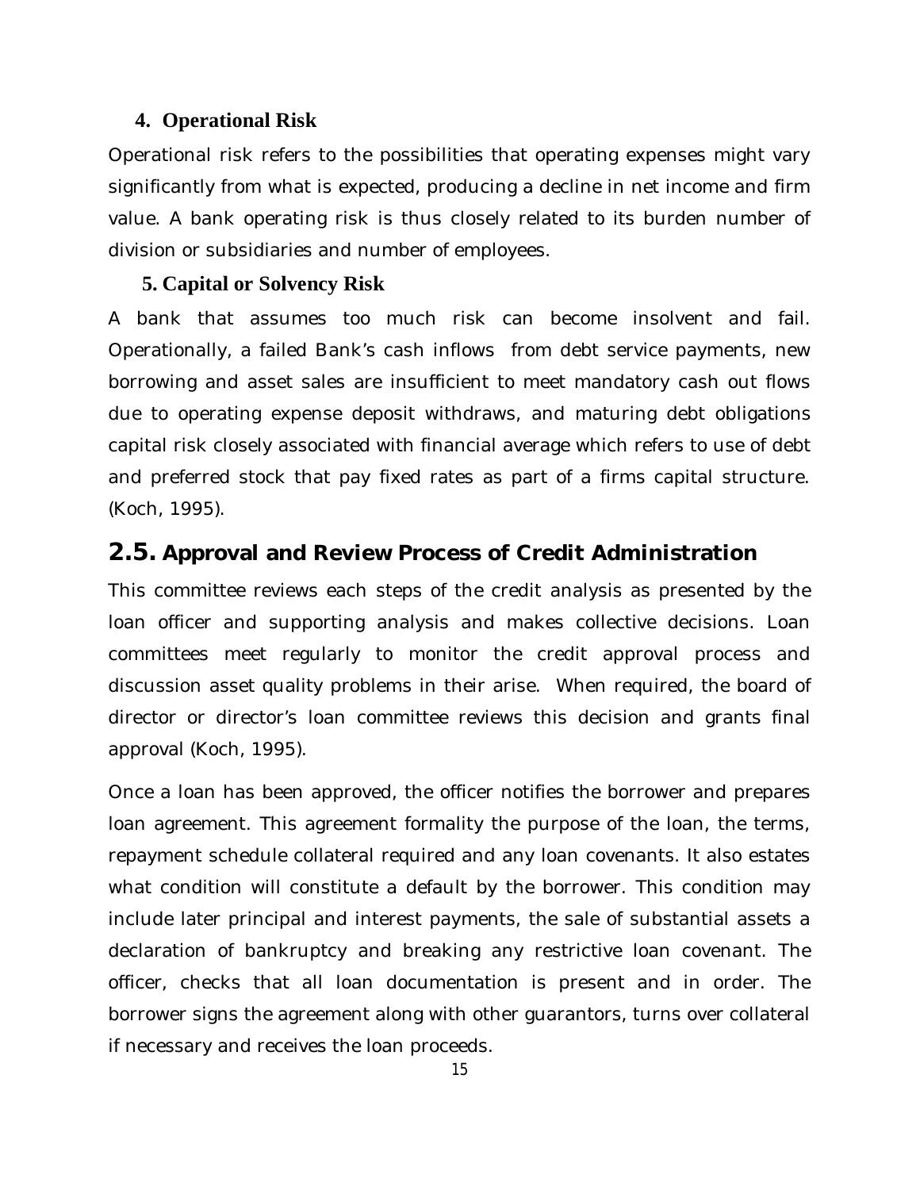### 4. Operational Risk

Operational risk refers to the possibilities that operating expenses might vary significantly from what is expected, producing a decline in net income and firm value. A bank operating risk is thus closely related to its burden number of division or subsidiaries and number of employees.

### 5. Capital or Solvency Risk

A bank that assumes too much risk can become insolvent and fail. Operationally, a failed Bank's cash inflows from debt service payments, new borrowing and asset sales are insufficient to meet mandatory cash out flows due to operating expense deposit withdraws, and maturing debt obligations capital risk closely associated with financial average which refers to use of debt and preferred stock that pay fixed rates as part of a firms capital structure. (Koch, 1995).

## 2.5. Approval and Review Process of Credit Administration

This committee reviews each steps of the credit analysis as presented by the loan officer and supporting analysis and makes collective decisions. Loan committees meet regularly to monitor the credit approval process and discussion asset quality problems in their arise. When required, the board of director or director's loan committee reviews this decision and grants final approval (Koch, 1995).

Once a loan has been approved, the officer notifies the borrower and prepares loan agreement. This agreement formality the purpose of the loan, the terms, repayment schedule collateral required and any loan covenants. It also estates what condition will constitute a default by the borrower. This condition may include later principal and interest payments, the sale of substantial assets a declaration of bankruptcy and breaking any restrictive loan covenant. The officer, checks that all loan documentation is present and in order. The borrower signs the agreement along with other guarantors, turns over collateral if necessary and receives the loan proceeds.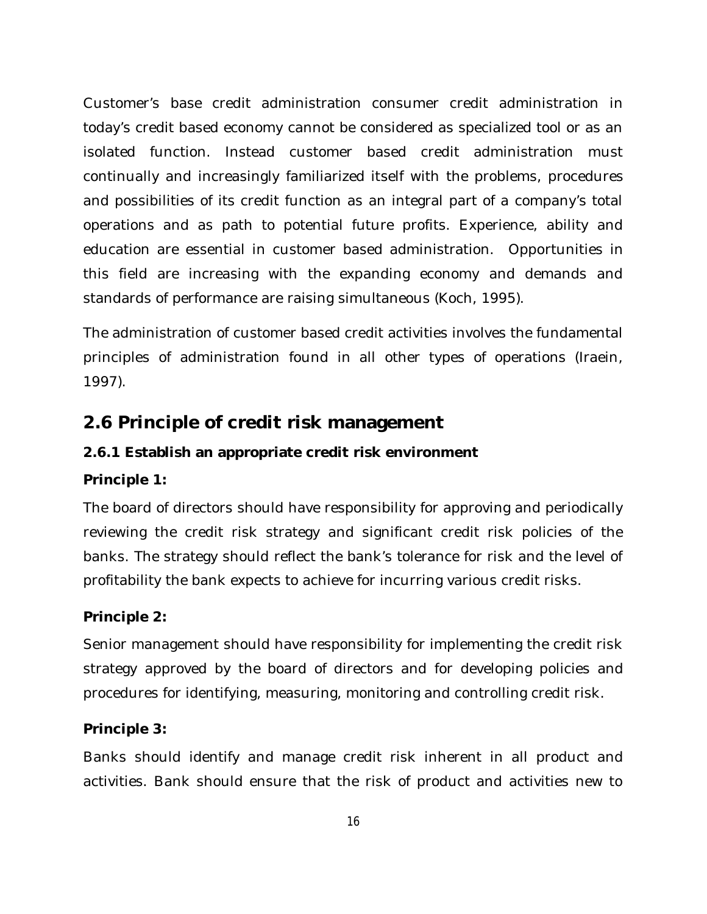Customer's base credit administration consumer credit administration in today's credit based economy cannot be considered as specialized tool or as an isolated function. Instead customer based credit administration must continually and increasingly familiarized itself with the problems, procedures and possibilities of its credit function as an integral part of a company's total operations and as path to potential future profits. Experience, ability and education are essential in customer based administration. Opportunities in this field are increasing with the expanding economy and demands and standards of performance are raising simultaneous (Koch, 1995).

The administration of customer based credit activities involves the fundamental principles of administration found in all other types of operations (Iraein, 1997).

## 2.6 Principle of credit risk management

### 2.6.1 Establish an appropriate credit risk environment

**Principle 1:**

The board of directors should have responsibility for approving and periodically reviewing the credit risk strategy and significant credit risk policies of the banks. The strategy should reflect the bank's tolerance for risk and the level of profitability the bank expects to achieve for incurring various credit risks.

**Principle 2:**

Senior management should have responsibility for implementing the credit risk strategy approved by the board of directors and for developing policies and procedures for identifying, measuring, monitoring and controlling credit risk.

**Principle 3:**

Banks should identify and manage credit risk inherent in all product and activities. Bank should ensure that the risk of product and activities new to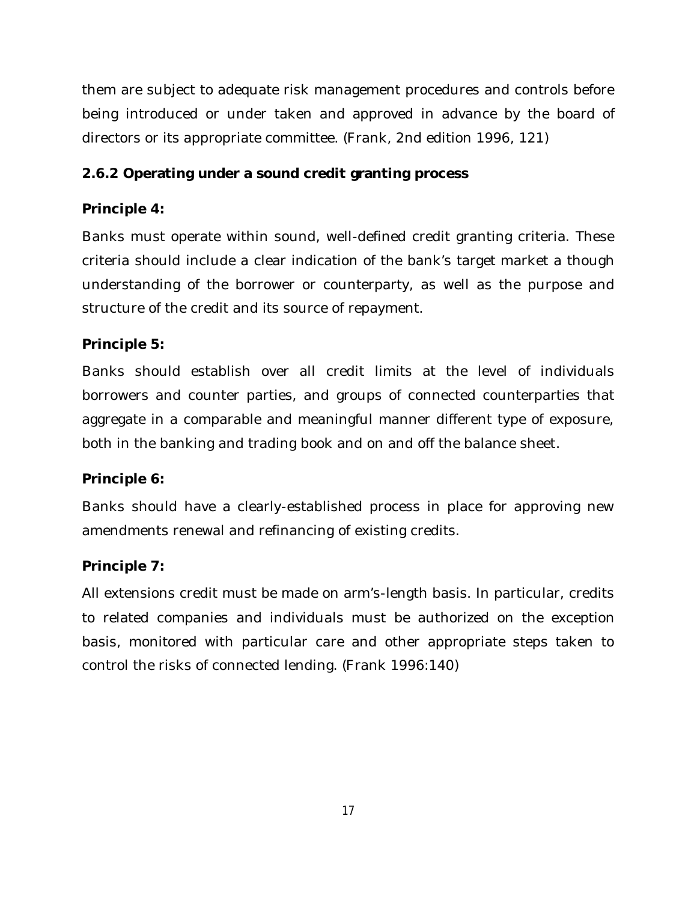them are subject to adequate risk management procedures and controls before being introduced or under taken and approved in advance by the board of directors or its appropriate committee. (Frank, 2nd edition 1996, 121)

### 2.6.2 Operating under a sound credit granting process

**Principle 4:**

Banks must operate within sound, well-defined credit granting criteria. These criteria should include a clear indication of the bank's target market a though understanding of the borrower or counterparty, as well as the purpose and structure of the credit and its source of repayment.

**Principle 5:**

Banks should establish over all credit limits at the level of individuals borrowers and counter parties, and groups of connected counterparties that aggregate in a comparable and meaningful manner different type of exposure, both in the banking and trading book and on and off the balance sheet.

**Principle 6:**

Banks should have a clearly-established process in place for approving new amendments renewal and refinancing of existing credits.

**Principle 7:**

All extensions credit must be made on arm's-length basis. In particular, credits to related companies and individuals must be authorized on the exception basis, monitored with particular care and other appropriate steps taken to control the risks of connected lending. (Frank 1996:140)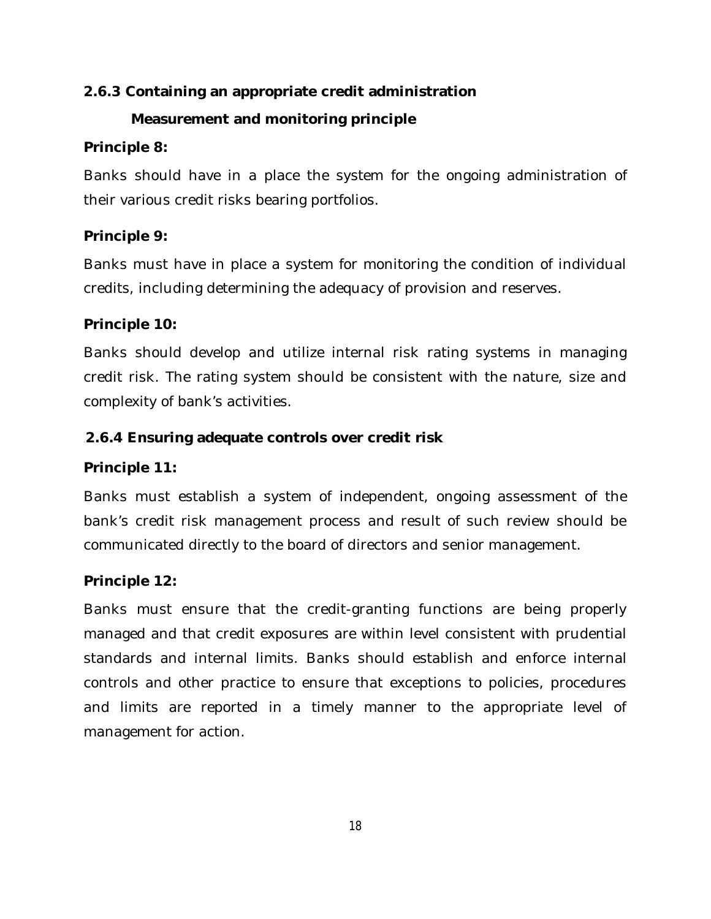### 2.6.3 Containing an appropriate credit administration

**Measurement and monitoring principle**

**Principle 8:**

Banks should have in a place the system for the ongoing administration of their various credit risks bearing portfolios.

**Principle 9:**

Banks must have in place a system for monitoring the condition of individual credits, including determining the adequacy of provision and reserves.

**Principle 10:**

Banks should develop and utilize internal risk rating systems in managing credit risk. The rating system should be consistent with the nature, size and complexity of bank's activities.

### 2.6.4 Ensuring adequate controls over credit risk

**Principle 11:**

Banks must establish a system of independent, ongoing assessment of the bank's credit risk management process and result of such review should be communicated directly to the board of directors and senior management.

**Principle 12:**

Banks must ensure that the credit-granting functions are being properly managed and that credit exposures are within level consistent with prudential standards and internal limits. Banks should establish and enforce internal controls and other practice to ensure that exceptions to policies, procedures and limits are reported in a timely manner to the appropriate level of management for action.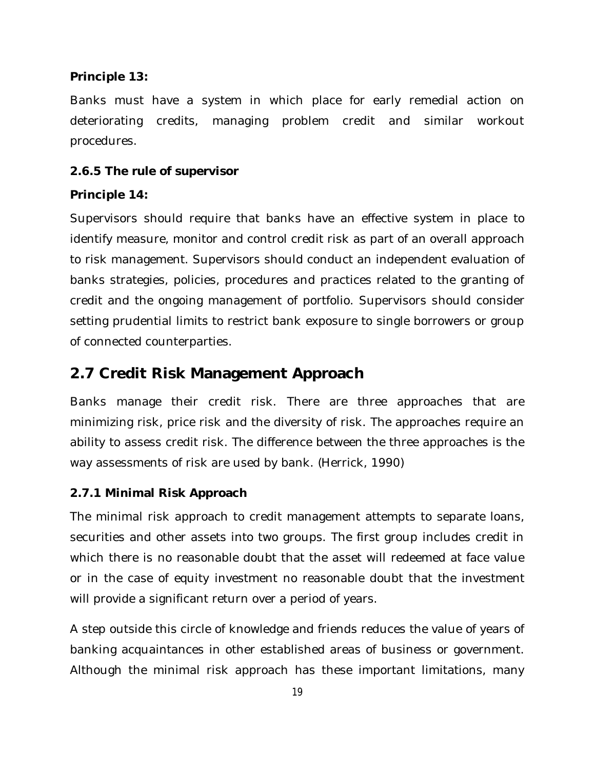**Principle 13:**

Banks must have a system in which place for early remedial action on deteriorating credits, managing problem credit and similar workout procedures.

### 2.6.5 The rule of supervisor

**Principle 14:**

Supervisors should require that banks have an effective system in place to identify measure, monitor and control credit risk as part of an overall approach to risk management. Supervisors should conduct an independent evaluation of banks strategies, policies, procedures and practices related to the granting of credit and the ongoing management of portfolio. Supervisors should consider setting prudential limits to restrict bank exposure to single borrowers or group of connected counterparties.

## 2.7 Credit Risk Management Approach

Banks manage their credit risk. There are three approaches that are minimizing risk, price risk and the diversity of risk. The approaches require an ability to assess credit risk. The difference between the three approaches is the way assessments of risk are used by bank. (Herrick, 1990)

### 2.7.1 Minimal Risk Approach

The minimal risk approach to credit management attempts to separate loans, securities and other assets into two groups. The first group includes credit in which there is no reasonable doubt that the asset will redeemed at face value or in the case of equity investment no reasonable doubt that the investment will provide a significant return over a period of years.

A step outside this circle of knowledge and friends reduces the value of years of banking acquaintances in other established areas of business or government. Although the minimal risk approach has these important limitations, many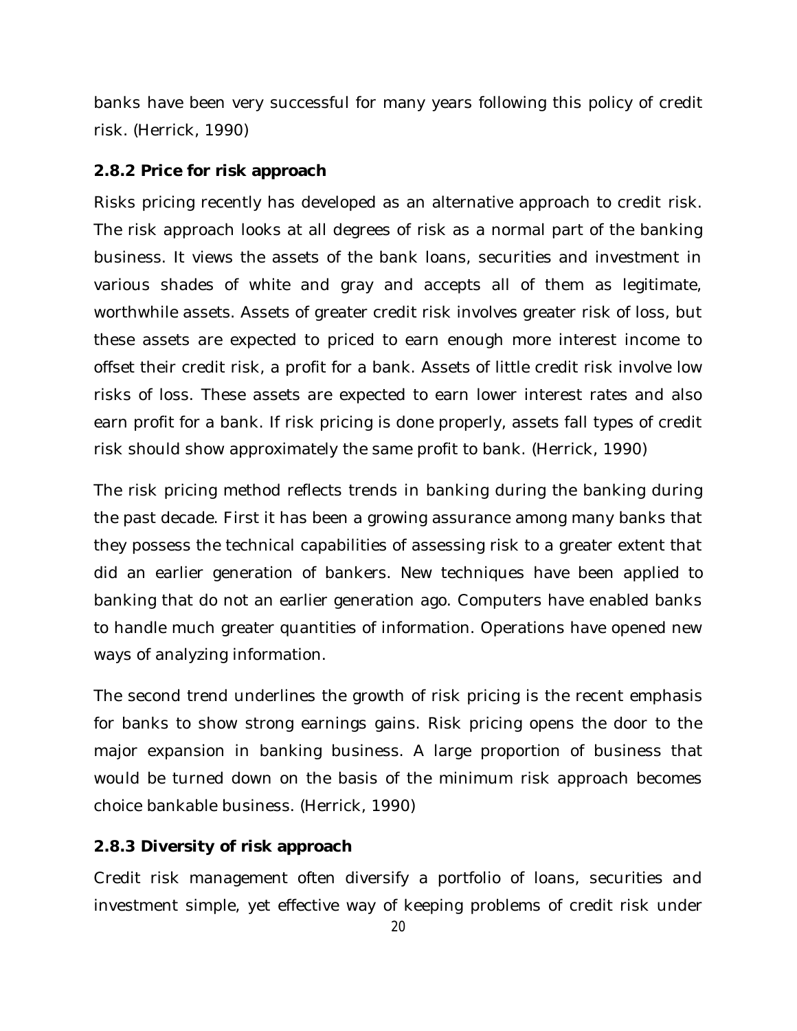banks have been very successful for many years following this policy of credit risk. (Herrick, 1990)

### 2.8.2 Price for risk approach

Risks pricing recently has developed as an alternative approach to credit risk. The risk approach looks at all degrees of risk as a normal part of the banking business. It views the assets of the bank loans, securities and investment in various shades of white and gray and accepts all of them as legitimate, worthwhile assets. Assets of greater credit risk involves greater risk of loss, but these assets are expected to priced to earn enough more interest income to offset their credit risk, a profit for a bank. Assets of little credit risk involve low risks of loss. These assets are expected to earn lower interest rates and also earn profit for a bank. If risk pricing is done properly, assets fall types of credit risk should show approximately the same profit to bank. (Herrick, 1990)

The risk pricing method reflects trends in banking during the banking during the past decade. First it has been a growing assurance among many banks that they possess the technical capabilities of assessing risk to a greater extent that did an earlier generation of bankers. New techniques have been applied to banking that do not an earlier generation ago. Computers have enabled banks to handle much greater quantities of information. Operations have opened new ways of analyzing information.

The second trend underlines the growth of risk pricing is the recent emphasis for banks to show strong earnings gains. Risk pricing opens the door to the major expansion in banking business. A large proportion of business that would be turned down on the basis of the minimum risk approach becomes choice bankable business. (Herrick, 1990)

### 2.8.3 Diversity of risk approach

Credit risk management often diversify a portfolio of loans, securities and investment simple, yet effective way of keeping problems of credit risk under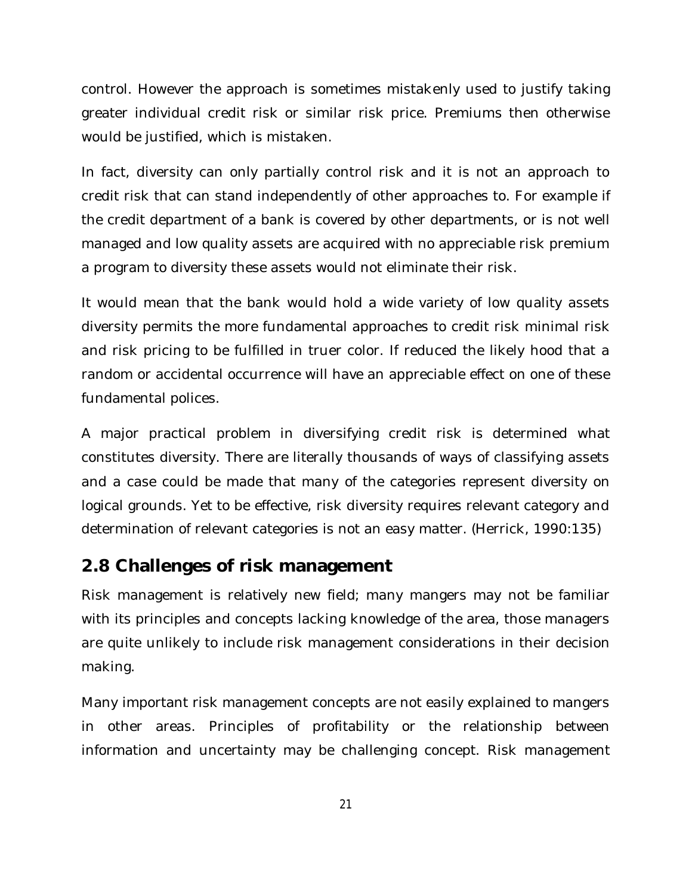control. However the approach is sometimes mistakenly used to justify taking greater individual credit risk or similar risk price. Premiums then otherwise would be justified, which is mistaken.

In fact, diversity can only partially control risk and it is not an approach to credit risk that can stand independently of other approaches to. For example if the credit department of a bank is covered by other departments, or is not well managed and low quality assets are acquired with no appreciable risk premium a program to diversity these assets would not eliminate their risk.

It would mean that the bank would hold a wide variety of low quality assets diversity permits the more fundamental approaches to credit risk minimal risk and risk pricing to be fulfilled in truer color. If reduced the likely hood that a random or accidental occurrence will have an appreciable effect on one of these fundamental polices.

A major practical problem in diversifying credit risk is determined what constitutes diversity. There are literally thousands of ways of classifying assets and a case could be made that many of the categories represent diversity on logical grounds. Yet to be effective, risk diversity requires relevant category and determination of relevant categories is not an easy matter. (Herrick, 1990:135)

## 2.8 Challenges of risk management

Risk management is relatively new field; many mangers may not be familiar with its principles and concepts lacking knowledge of the area, those managers are quite unlikely to include risk management considerations in their decision making.

Many important risk management concepts are not easily explained to mangers in other areas. Principles of profitability or the relationship between information and uncertainty may be challenging concept. Risk management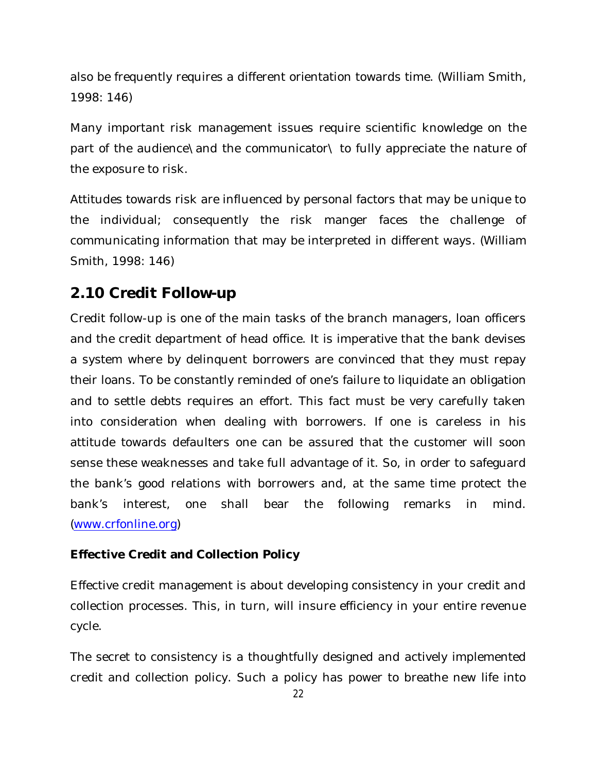also be frequently requires a different orientation towards time. (William Smith, 1998: 146)

Many important risk management issues require scientific knowledge on the part of the audience\ and the communicator\ to fully appreciate the nature of the exposure to risk.

Attitudes towards risk are influenced by personal factors that may be unique to the individual; consequently the risk manger faces the challenge of communicating information that may be interpreted in different ways. (William Smith, 1998: 146)

## 2.10 Credit Follow-up

Credit follow-up is one of the main tasks of the branch managers, loan officers and the credit department of head office. It is imperative that the bank devises a system where by delinquent borrowers are convinced that they must repay their loans. To be constantly reminded of one's failure to liquidate an obligation and to settle debts requires an effort. This fact must be very carefully taken into consideration when dealing with borrowers. If one is careless in his attitude towards defaulters one can be assured that the customer will soon sense these weaknesses and take full advantage of it. So, in order to safeguard the bank's good relations with borrowers and, at the same time protect the bank's interest, one shall bear the following remarks in mind. (www.crfonline.org)

**Effective Credit and Collection Policy**

Effective credit management is about developing consistency in your credit and collection processes. This, in turn, will insure efficiency in your entire revenue cycle.

The secret to consistency is a thoughtfully designed and actively implemented credit and collection policy. Such a policy has power to breathe new life into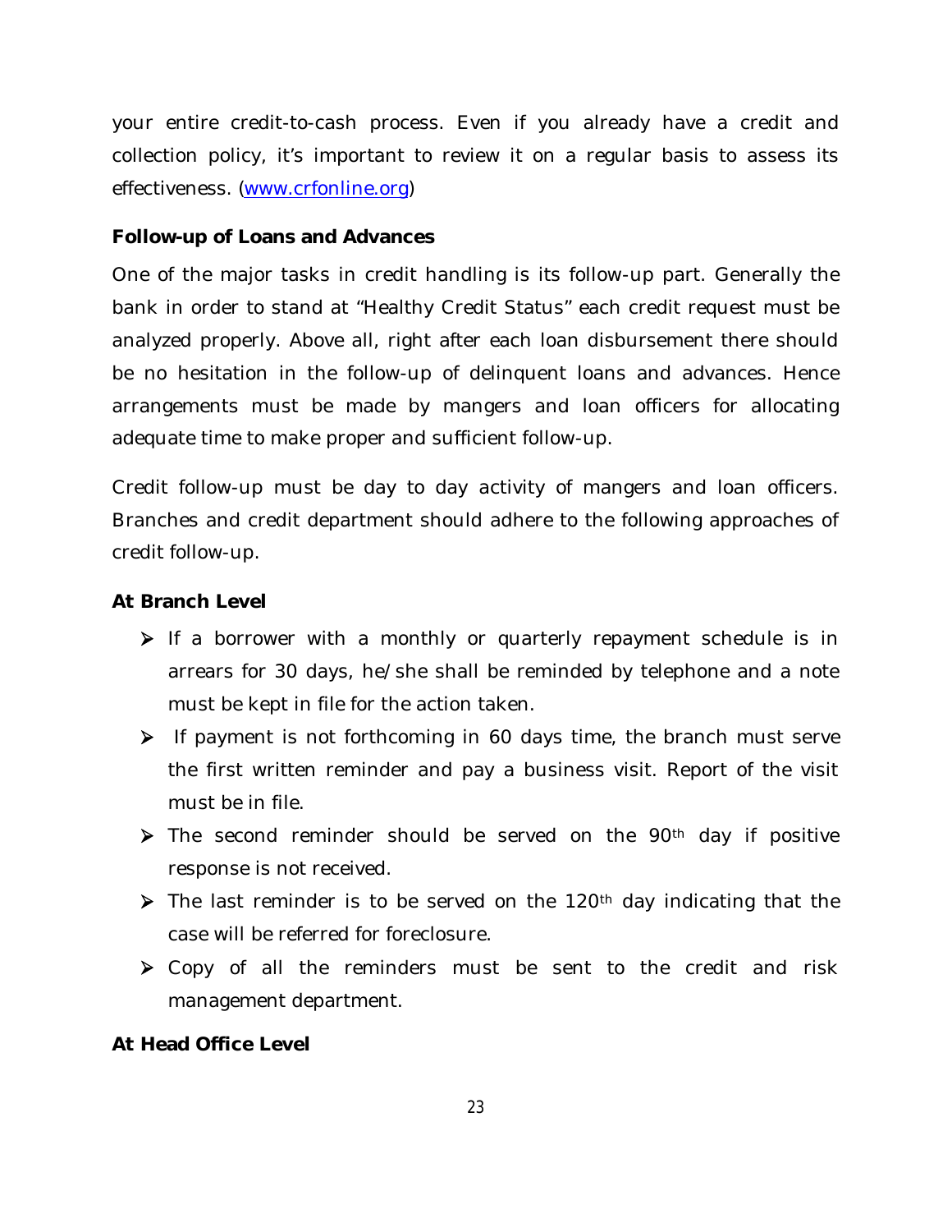your entire credit-to-cash process. Even if you already have a credit and collection policy, it's important to review it on a regular basis to assess its effectiveness. (www.crfonline.org)

**Follow-up of Loans and Advances**

One of the major tasks in credit handling is its follow-up part. Generally the bank in order to stand at "Healthy Credit Status" each credit request must be analyzed properly. Above all, right after each loan disbursement there should be no hesitation in the follow-up of delinquent loans and advances. Hence arrangements must be made by mangers and loan officers for allocating adequate time to make proper and sufficient follow-up.

Credit follow-up must be day to day activity of mangers and loan officers. Branches and credit department should adhere to the following approaches of credit follow-up.

**At Branch Level**

- If a borrower with a monthly or quarterly repayment schedule is in arrears for 30 days, he/she shall be reminded by telephone and a note must be kept in file for the action taken.
- If payment is not forthcoming in 60 days time, the branch must serve the first written reminder and pay a business visit. Report of the visit must be in file.
- The second reminder should be served on the 90th day if positive response is not received.
- The last reminder is to be served on the 120th day indicating that the case will be referred for foreclosure.
- Copy of all the reminders must be sent to the credit and risk management department.

**At Head Office Level**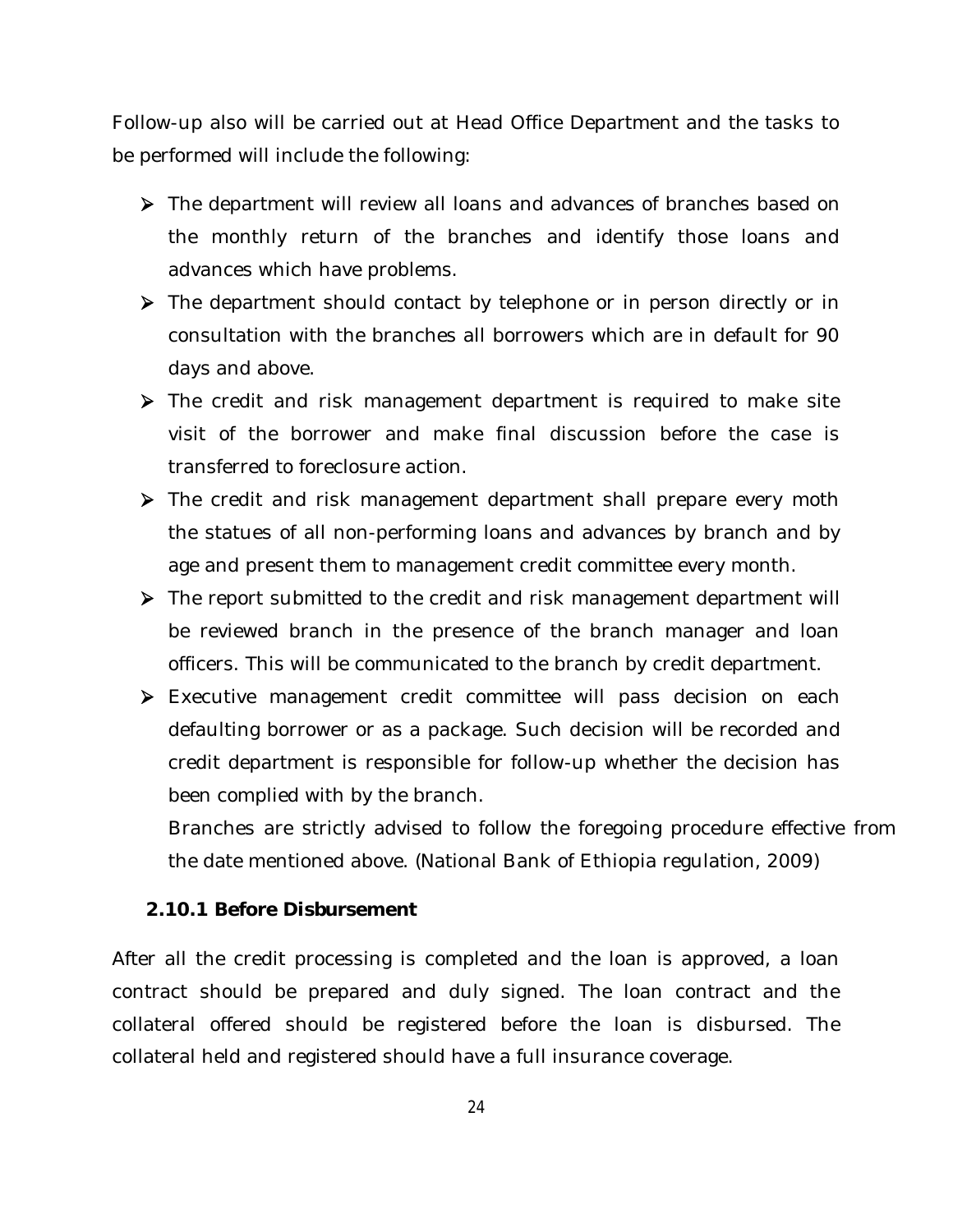Follow-up also will be carried out at Head Office Department and the tasks to be performed will include the following:

- The department will review all loans and advances of branches based on the monthly return of the branches and identify those loans and advances which have problems.
- The department should contact by telephone or in person directly or in consultation with the branches all borrowers which are in default for 90 days and above.
- The credit and risk management department is required to make site visit of the borrower and make final discussion before the case is transferred to foreclosure action.
- The credit and risk management department shall prepare every moth the statues of all non-performing loans and advances by branch and by age and present them to management credit committee every month.
- The report submitted to the credit and risk management department will be reviewed branch in the presence of the branch manager and loan officers. This will be communicated to the branch by credit department.
- Executive management credit committee will pass decision on each defaulting borrower or as a package. Such decision will be recorded and credit department is responsible for follow-up whether the decision has been complied with by the branch.

  Branches are strictly advised to follow the foregoing procedure effective from the date mentioned above. (National Bank of Ethiopia regulation, 2009)

### 2.10.1 Before Disbursement

After all the credit processing is completed and the loan is approved, a loan contract should be prepared and duly signed. The loan contract and the collateral offered should be registered before the loan is disbursed. The collateral held and registered should have a full insurance coverage.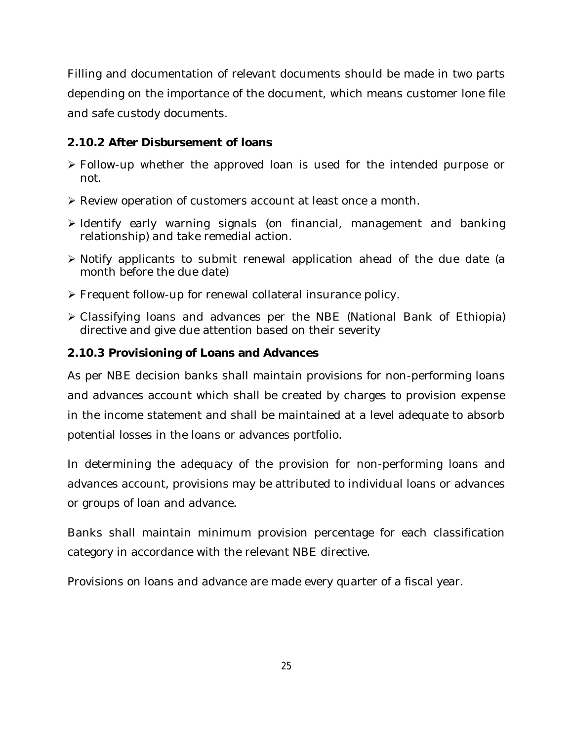Filling and documentation of relevant documents should be made in two parts depending on the importance of the document, which means customer lone file and safe custody documents.

### 2.10.2 After Disbursement of loans

- Follow-up whether the approved loan is used for the intended purpose or not.
- Review operation of customers account at least once a month.
- Identify early warning signals (on financial, management and banking relationship) and take remedial action.
- Notify applicants to submit renewal application ahead of the due date (a month before the due date)
- Frequent follow-up for renewal collateral insurance policy.
- Classifying loans and advances per the NBE (National Bank of Ethiopia) directive and give due attention based on their severity

### 2.10.3 Provisioning of Loans and Advances

As per NBE decision banks shall maintain provisions for non-performing loans and advances account which shall be created by charges to provision expense in the income statement and shall be maintained at a level adequate to absorb potential losses in the loans or advances portfolio.

In determining the adequacy of the provision for non-performing loans and advances account, provisions may be attributed to individual loans or advances or groups of loan and advance.

Banks shall maintain minimum provision percentage for each classification category in accordance with the relevant NBE directive.

Provisions on loans and advance are made every quarter of a fiscal year.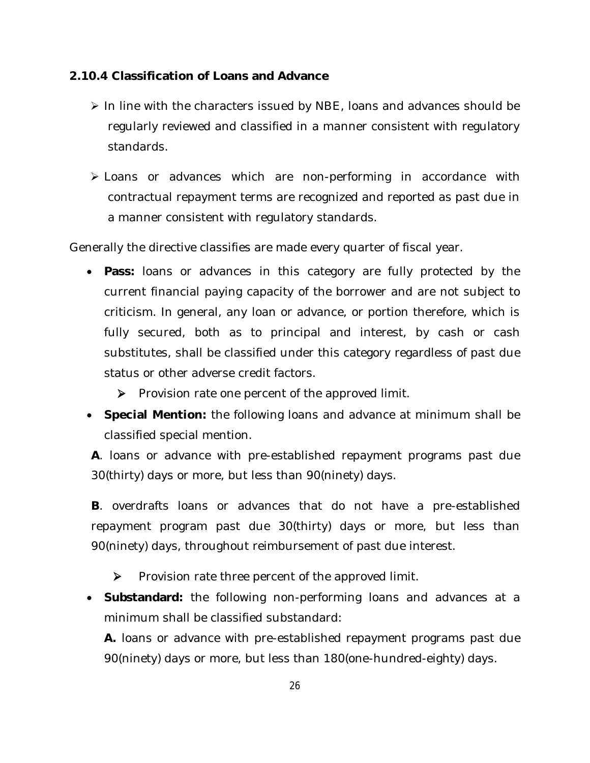### 2.10.4 Classification of Loans and Advance

- In line with the characters issued by NBE, loans and advances should be regularly reviewed and classified in a manner consistent with regulatory standards.
- Loans or advances which are non-performing in accordance with contractual repayment terms are recognized and reported as past due in a manner consistent with regulatory standards.

Generally the directive classifies are made every quarter of fiscal year.

- **Pass:** loans or advances in this category are fully protected by the current financial paying capacity of the borrower and are not subject to criticism. In general, any loan or advance, or portion therefore, which is fully secured, both as to principal and interest, by cash or cash substitutes, shall be classified under this category regardless of past due status or other adverse credit factors.
  - Provision rate one percent of the approved limit.
- **Special Mention:** the following loans and advance at minimum shall be classified special mention.

  **A**. loans or advance with pre-established repayment programs past due 30(thirty) days or more, but less than 90(ninety) days.

  **B**. overdrafts loans or advances that do not have a pre-established repayment program past due 30(thirty) days or more, but less than 90(ninety) days, throughout reimbursement of past due interest.

  - Provision rate three percent of the approved limit.
- **Substandard:** the following non-performing loans and advances at a minimum shall be classified substandard:

  **A.** loans or advance with pre-established repayment programs past due 90(ninety) days or more, but less than 180(one-hundred-eighty) days.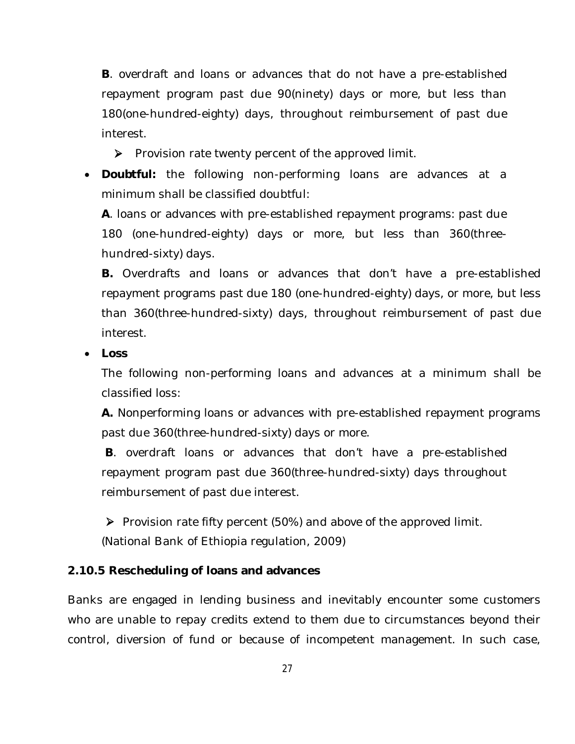**B**. overdraft and loans or advances that do not have a pre-established repayment program past due 90(ninety) days or more, but less than 180(one-hundred-eighty) days, throughout reimbursement of past due interest.

- Provision rate twenty percent of the approved limit.

- **Doubtful:** the following non-performing loans are advances at a minimum shall be classified doubtful:

  **A**. loans or advances with pre-established repayment programs: past due 180 (one-hundred-eighty) days or more, but less than 360(three-hundred-sixty) days.

  **B.** Overdrafts and loans or advances that don't have a pre-established repayment programs past due 180 (one-hundred-eighty) days, or more, but less than 360(three-hundred-sixty) days, throughout reimbursement of past due interest.

- **Loss**

  The following non-performing loans and advances at a minimum shall be classified loss:

  **A.** Nonperforming loans or advances with pre-established repayment programs past due 360(three-hundred-sixty) days or more.

  **B**. overdraft loans or advances that don't have a pre-established repayment program past due 360(three-hundred-sixty) days throughout reimbursement of past due interest.

  - Provision rate fifty percent (50%) and above of the approved limit.

  (National Bank of Ethiopia regulation, 2009)

**2.10.5 Rescheduling of loans and advances**

Banks are engaged in lending business and inevitably encounter some customers who are unable to repay credits extend to them due to circumstances beyond their control, diversion of fund or because of incompetent management. In such case,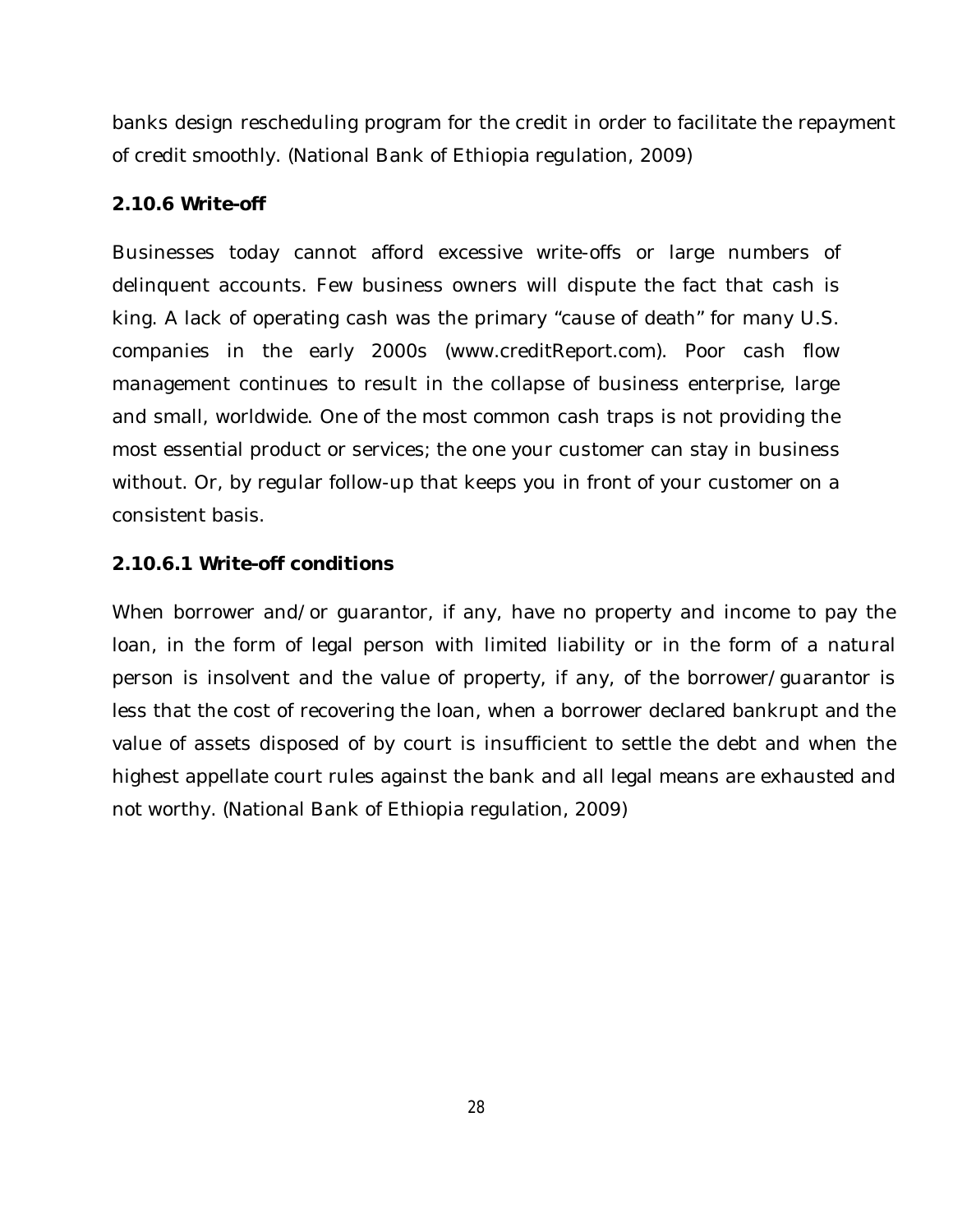banks design rescheduling program for the credit in order to facilitate the repayment of credit smoothly. (National Bank of Ethiopia regulation, 2009)

### 2.10.6 Write-off

Businesses today cannot afford excessive write-offs or large numbers of delinquent accounts. Few business owners will dispute the fact that cash is king. A lack of operating cash was the primary “cause of death” for many U.S. companies in the early 2000s (www.creditReport.com). Poor cash flow management continues to result in the collapse of business enterprise, large and small, worldwide. One of the most common cash traps is not providing the most essential product or services; the one your customer can stay in business without. Or, by regular follow-up that keeps you in front of your customer on a consistent basis.

#### 2.10.6.1 Write-off conditions

When borrower and/or guarantor, if any, have no property and income to pay the loan, in the form of legal person with limited liability or in the form of a natural person is insolvent and the value of property, if any, of the borrower/guarantor is less that the cost of recovering the loan, when a borrower declared bankrupt and the value of assets disposed of by court is insufficient to settle the debt and when the highest appellate court rules against the bank and all legal means are exhausted and not worthy. (National Bank of Ethiopia regulation, 2009)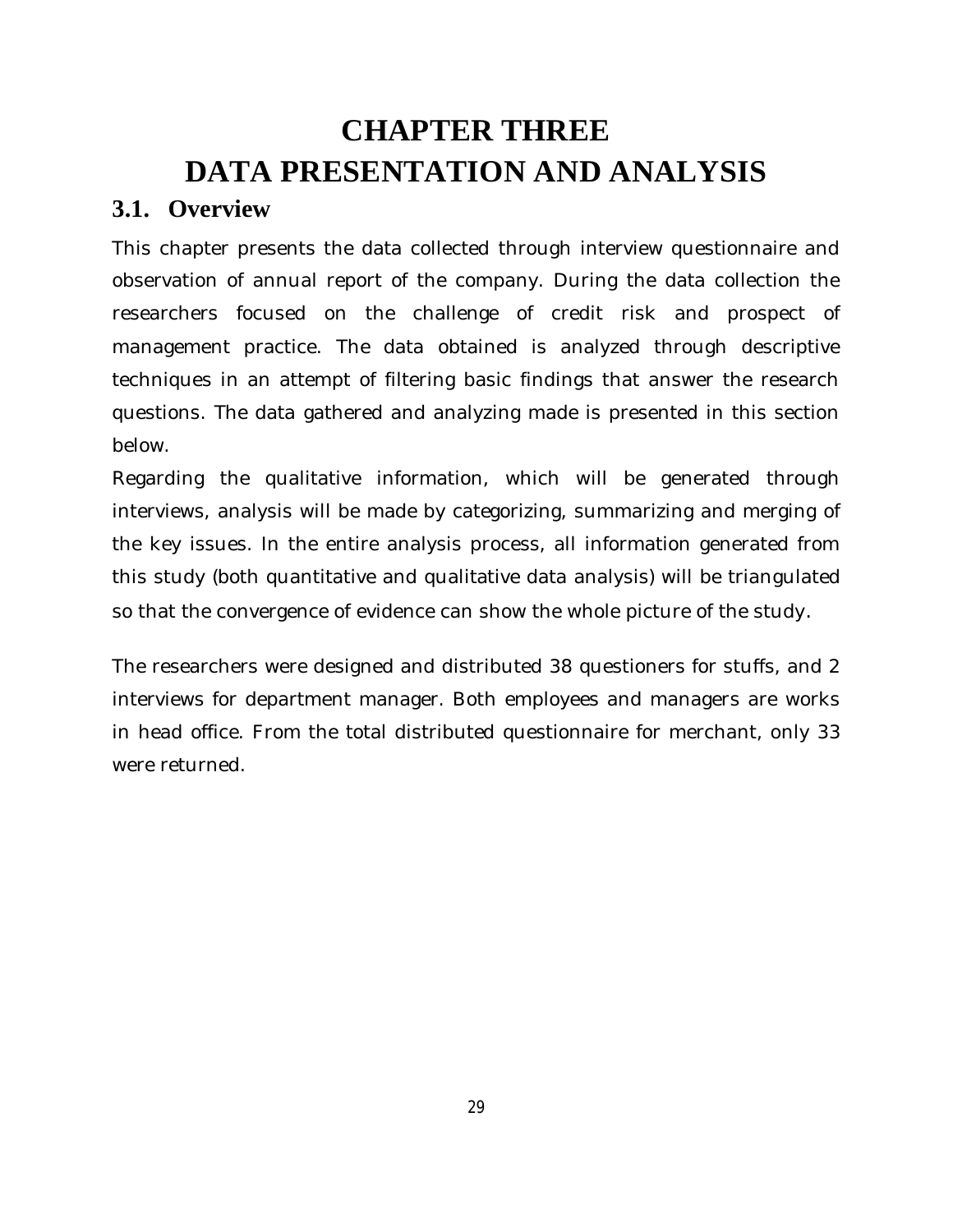# CHAPTER THREE
# DATA PRESENTATION AND ANALYSIS

## 3.1. Overview

This chapter presents the data collected through interview questionnaire and observation of annual report of the company. During the data collection the researchers focused on the challenge of credit risk and prospect of management practice. The data obtained is analyzed through descriptive techniques in an attempt of filtering basic findings that answer the research questions. The data gathered and analyzing made is presented in this section below.

Regarding the qualitative information, which will be generated through interviews, analysis will be made by categorizing, summarizing and merging of the key issues. In the entire analysis process, all information generated from this study (both quantitative and qualitative data analysis) will be triangulated so that the convergence of evidence can show the whole picture of the study.

The researchers were designed and distributed 38 questioners for stuffs, and 2 interviews for department manager. Both employees and managers are works in head office. From the total distributed questionnaire for merchant, only 33 were returned.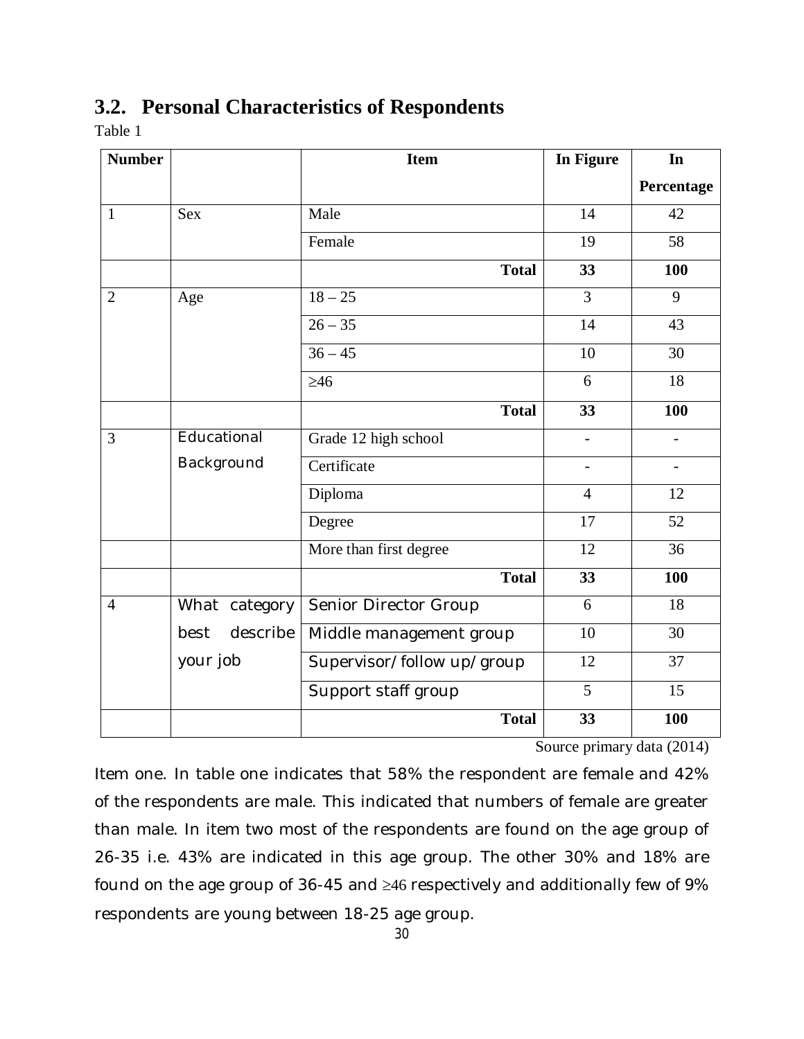## 3.2. Personal Characteristics of Respondents

Table 1

| Number | | Item | In Figure | In Percentage |
|---|---|---|---|---|
| 1 | Sex | Male | 14 | 42 |
| | | Female | 19 | 58 |
| | | **Total** | **33** | **100** |
| 2 | Age | 18 – 25 | 3 | 9 |
| | | 26 – 35 | 14 | 43 |
| | | 36 – 45 | 10 | 30 |
| | | ≥46 | 6 | 18 |
| | | **Total** | **33** | **100** |
| 3 | Educational Background | Grade 12 high school | - | - |
| | | Certificate | - | - |
| | | Diploma | 4 | 12 |
| | | Degree | 17 | 52 |
| | | More than first degree | 12 | 36 |
| | | **Total** | **33** | **100** |
| 4 | What category best describe your job | Senior Director Group | 6 | 18 |
| | | Middle management group | 10 | 30 |
| | | Supervisor/follow up/group | 12 | 37 |
| | | Support staff group | 5 | 15 |
| | | **Total** | **33** | **100** |

Source primary data (2014)

Item one. In table one indicates that 58% the respondent are female and 42% of the respondents are male. This indicated that numbers of female are greater than male. In item two most of the respondents are found on the age group of 26-35 i.e. 43% are indicated in this age group. The other 30% and 18% are found on the age group of 36-45 and ≥46 respectively and additionally few of 9% respondents are young between 18-25 age group.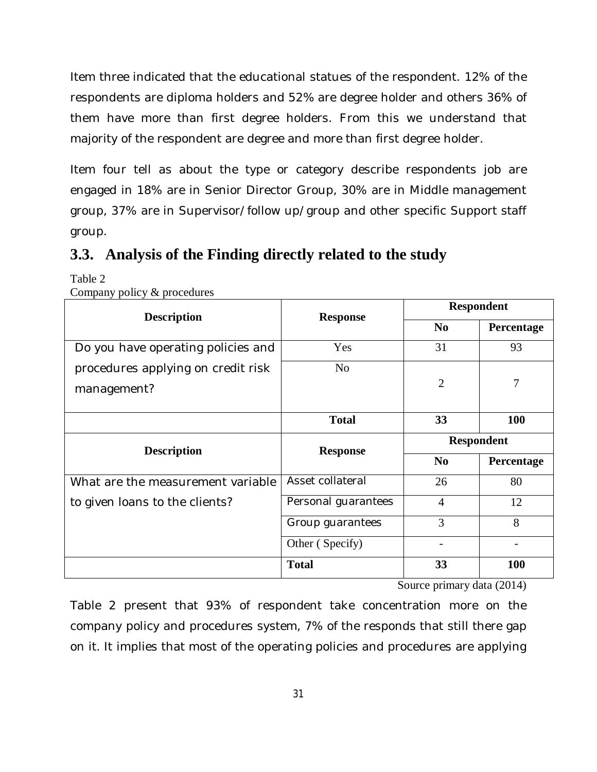Item three indicated that the educational statues of the respondent. 12% of the respondents are diploma holders and 52% are degree holder and others 36% of them have more than first degree holders. From this we understand that majority of the respondent are degree and more than first degree holder.

Item four tell as about the type or category describe respondents job are engaged in 18% are in Senior Director Group, 30% are in Middle management group, 37% are in Supervisor/follow up/group and other specific Support staff group.

## 3.3. Analysis of the Finding directly related to the study

Table 2
Company policy & procedures

| **Description** | **Response** | **Respondent** | |
|---|---|---|---|
| | | **No** | **Percentage** |
| Do you have operating policies and procedures applying on credit risk management? | Yes | 31 | 93 |
| | No | 2 | 7 |
| | **Total** | **33** | **100** |
| **Description** | **Response** | **Respondent** | |
| | | **No** | **Percentage** |
| What are the measurement variable to given loans to the clients? | Asset collateral | 26 | 80 |
| | Personal guarantees | 4 | 12 |
| | Group guarantees | 3 | 8 |
| | Other ( Specify) | - | - |
| | **Total** | **33** | **100** |

Source primary data (2014)

Table 2 present that 93% of respondent take concentration more on the company policy and procedures system, 7% of the responds that still there gap on it. It implies that most of the operating policies and procedures are applying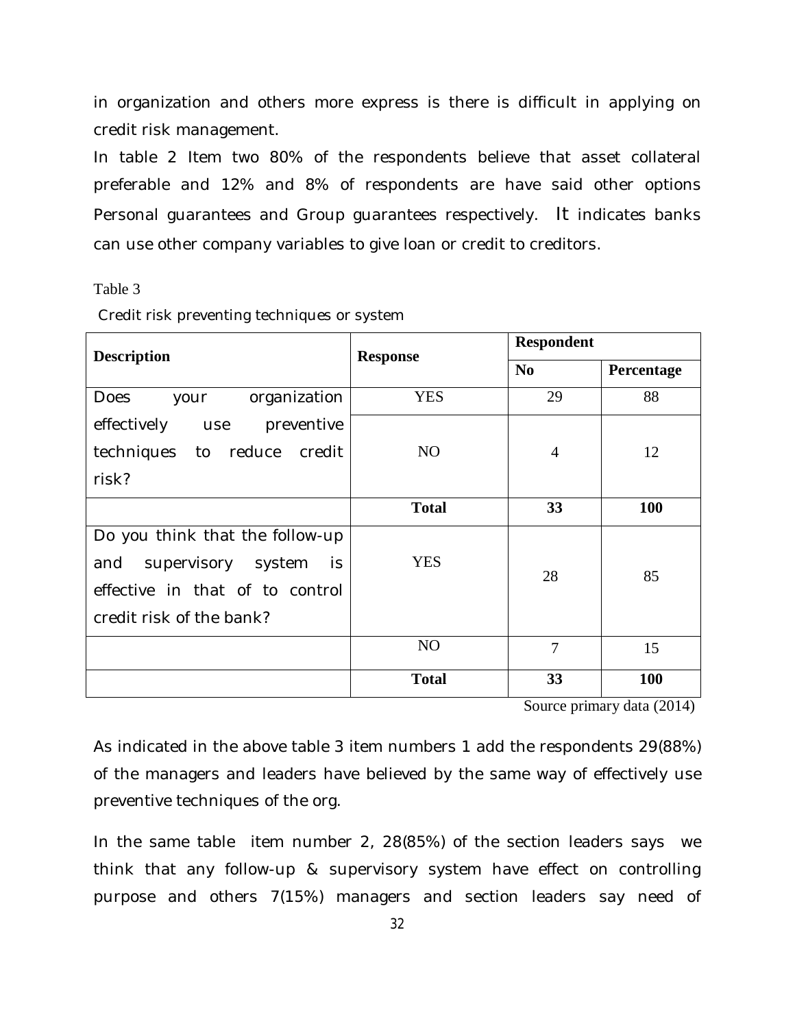in organization and others more express is there is difficult in applying on credit risk management.

In table 2 Item two 80% of the respondents believe that asset collateral preferable and 12% and 8% of respondents are have said other options Personal guarantees and Group guarantees respectively. It indicates banks can use other company variables to give loan or credit to creditors.

Table 3

Credit risk preventing techniques or system

| **Description** | **Response** | **Respondent** | |
|---|---|---|---|
| | | **No** | **Percentage** |
| Does your organization effectively use preventive techniques to reduce credit risk? | YES | 29 | 88 |
| | NO | 4 | 12 |
| | **Total** | **33** | **100** |
| Do you think that the follow-up and supervisory system is effective in that of to control credit risk of the bank? | YES | 28 | 85 |
| | NO | 7 | 15 |
| | **Total** | **33** | **100** |

Source primary data (2014)

As indicated in the above table 3 item numbers 1 add the respondents 29(88%) of the managers and leaders have believed by the same way of effectively use preventive techniques of the org.

In the same table item number 2, 28(85%) of the section leaders says we think that any follow-up & supervisory system have effect on controlling purpose and others 7(15%) managers and section leaders say need of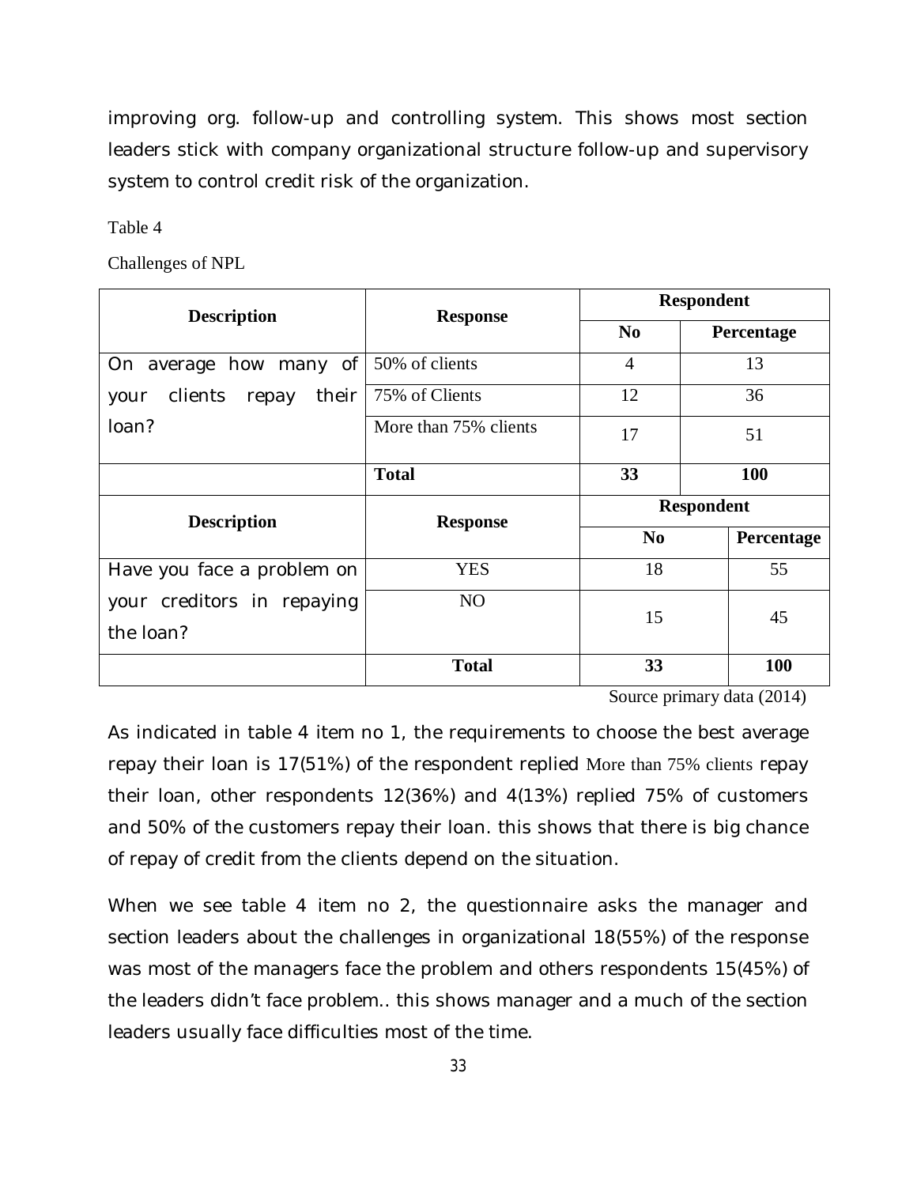improving org. follow-up and controlling system. This shows most section leaders stick with company organizational structure follow-up and supervisory system to control credit risk of the organization.

Table 4

Challenges of NPL

| Description | Response | Respondent | |
|---|---|---|---|
| | | No | Percentage |
| On average how many of your clients repay their loan? | 50% of clients | 4 | 13 |
| | 75% of Clients | 12 | 36 |
| | More than 75% clients | 17 | 51 |
| | **Total** | **33** | **100** |
| **Description** | **Response** | **Respondent** | |
| | | **No** | **Percentage** |
| Have you face a problem on your creditors in repaying the loan? | YES | 18 | 55 |
| | NO | 15 | 45 |
| | **Total** | **33** | **100** |

Source primary data (2014)

As indicated in table 4 item no 1, the requirements to choose the best average repay their loan is 17(51%) of the respondent replied More than 75% clients repay their loan, other respondents 12(36%) and 4(13%) replied 75% of customers and 50% of the customers repay their loan. this shows that there is big chance of repay of credit from the clients depend on the situation.

When we see table 4 item no 2, the questionnaire asks the manager and section leaders about the challenges in organizational 18(55%) of the response was most of the managers face the problem and others respondents 15(45%) of the leaders didn't face problem.. this shows manager and a much of the section leaders usually face difficulties most of the time.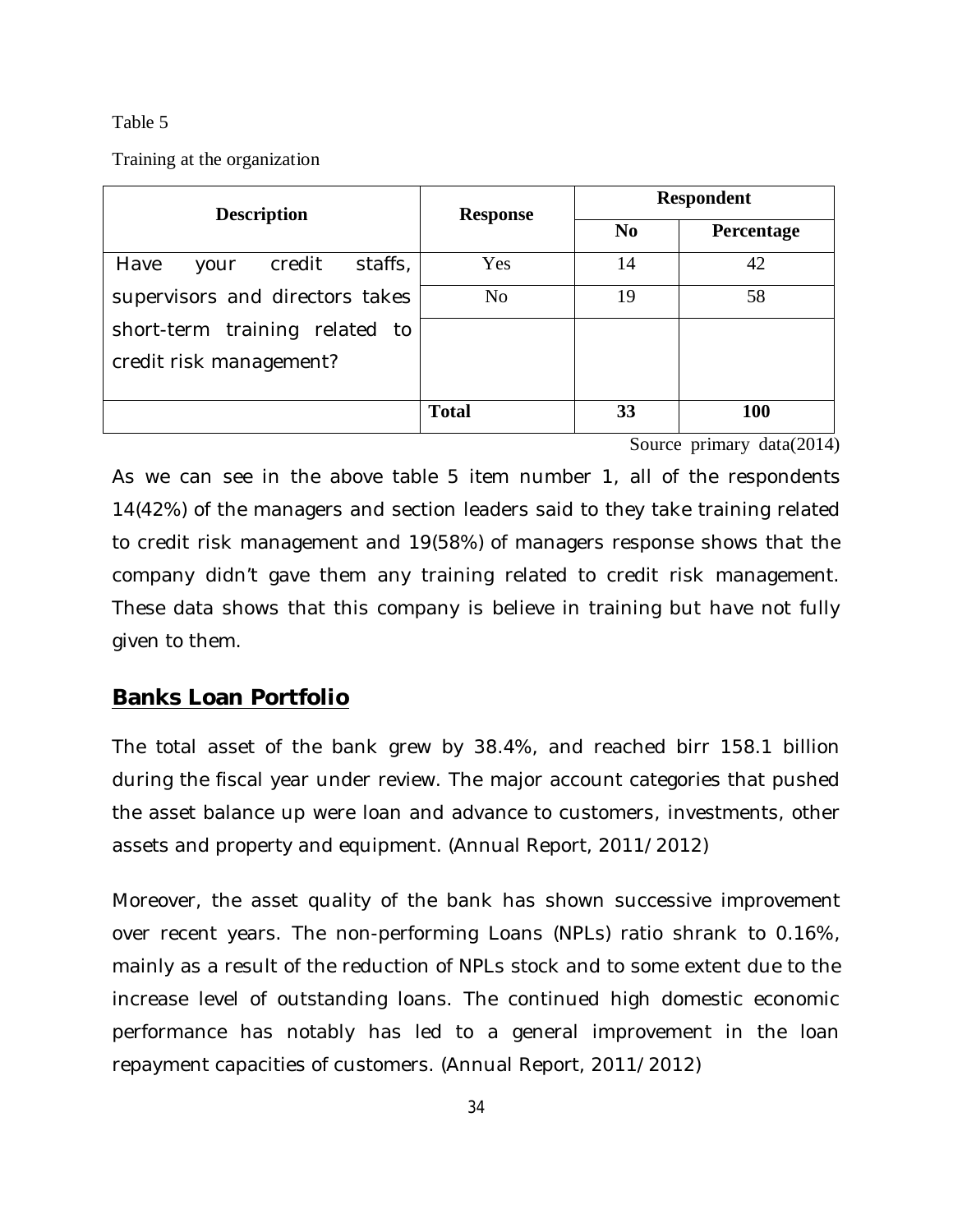Table 5

Training at the organization

| Description | Response | Respondent | |
|---|---|---|---|
| | | **No** | **Percentage** |
| Have your credit staffs, supervisors and directors takes short-term training related to credit risk management? | Yes | 14 | 42 |
| | No | 19 | 58 |
| | | | |
| | **Total** | **33** | **100** |

Source primary data(2014)

As we can see in the above table 5 item number 1, all of the respondents 14(42%) of the managers and section leaders said to they take training related to credit risk management and 19(58%) of managers response shows that the company didn't gave them any training related to credit risk management. These data shows that this company is believe in training but have not fully given to them.

## **Banks Loan Portfolio**

The total asset of the bank grew by 38.4%, and reached birr 158.1 billion during the fiscal year under review. The major account categories that pushed the asset balance up were loan and advance to customers, investments, other assets and property and equipment. (Annual Report, 2011/2012)

Moreover, the asset quality of the bank has shown successive improvement over recent years. The non-performing Loans (NPLs) ratio shrank to 0.16%, mainly as a result of the reduction of NPLs stock and to some extent due to the increase level of outstanding loans. The continued high domestic economic performance has notably has led to a general improvement in the loan repayment capacities of customers. (Annual Report, 2011/2012)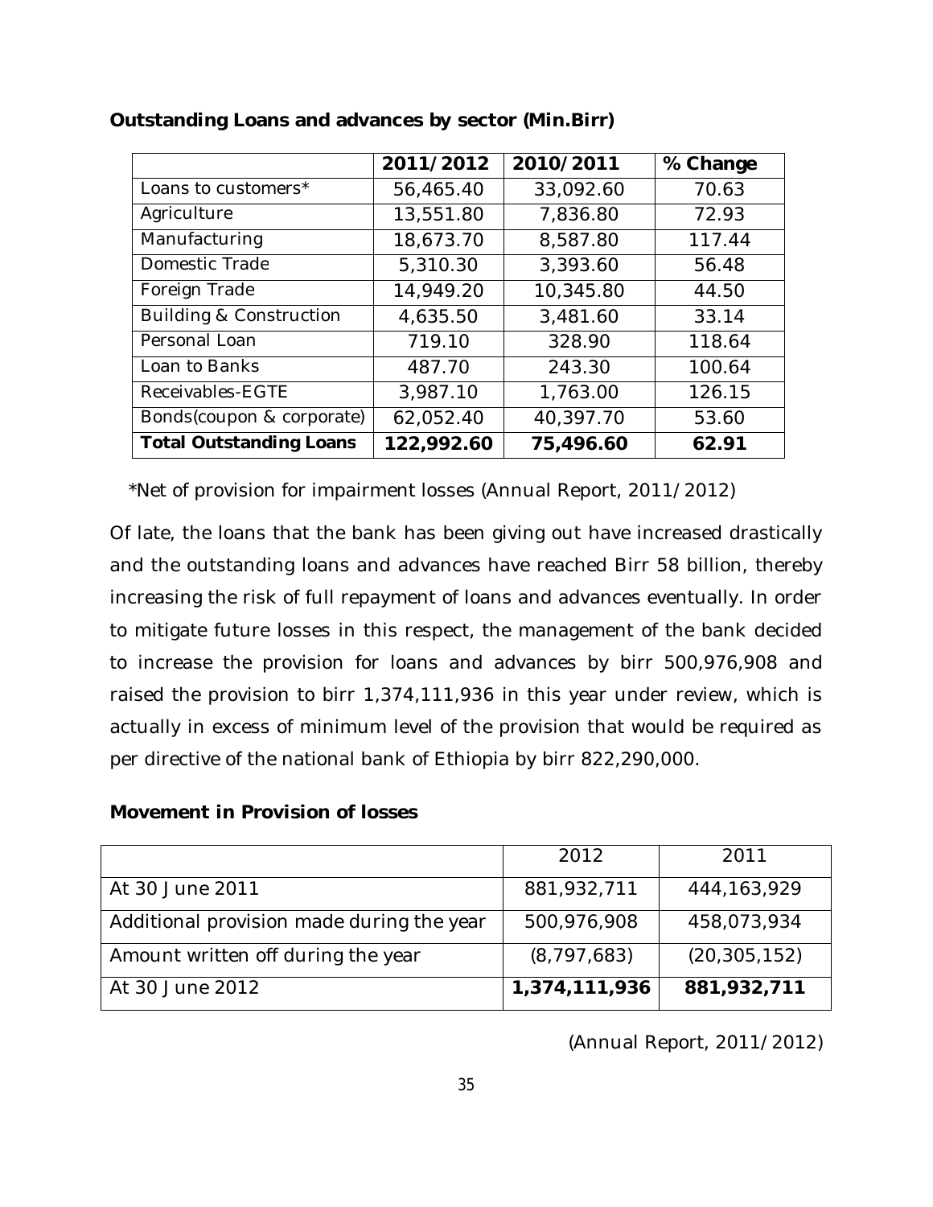**Outstanding Loans and advances by sector (Min.Birr)**

| | 2011/2012 | 2010/2011 | % Change |
|---|---|---|---|
| Loans to customers* | 56,465.40 | 33,092.60 | 70.63 |
| Agriculture | 13,551.80 | 7,836.80 | 72.93 |
| Manufacturing | 18,673.70 | 8,587.80 | 117.44 |
| Domestic Trade | 5,310.30 | 3,393.60 | 56.48 |
| Foreign Trade | 14,949.20 | 10,345.80 | 44.50 |
| Building & Construction | 4,635.50 | 3,481.60 | 33.14 |
| Personal Loan | 719.10 | 328.90 | 118.64 |
| Loan to Banks | 487.70 | 243.30 | 100.64 |
| Receivables-EGTE | 3,987.10 | 1,763.00 | 126.15 |
| Bonds(coupon & corporate) | 62,052.40 | 40,397.70 | 53.60 |
| **Total Outstanding Loans** | **122,992.60** | **75,496.60** | **62.91** |

*Net of provision for impairment losses (Annual Report, 2011/2012)

Of late, the loans that the bank has been giving out have increased drastically and the outstanding loans and advances have reached Birr 58 billion, thereby increasing the risk of full repayment of loans and advances eventually. In order to mitigate future losses in this respect, the management of the bank decided to increase the provision for loans and advances by birr 500,976,908 and raised the provision to birr 1,374,111,936 in this year under review, which is actually in excess of minimum level of the provision that would be required as per directive of the national bank of Ethiopia by birr 822,290,000.

**Movement in Provision of losses**

| | 2012 | 2011 |
|---|---|---|
| At 30 June 2011 | 881,932,711 | 444,163,929 |
| Additional provision made during the year | 500,976,908 | 458,073,934 |
| Amount written off during the year | (8,797,683) | (20,305,152) |
| At 30 June 2012 | **1,374,111,936** | **881,932,711** |

(Annual Report, 2011/2012)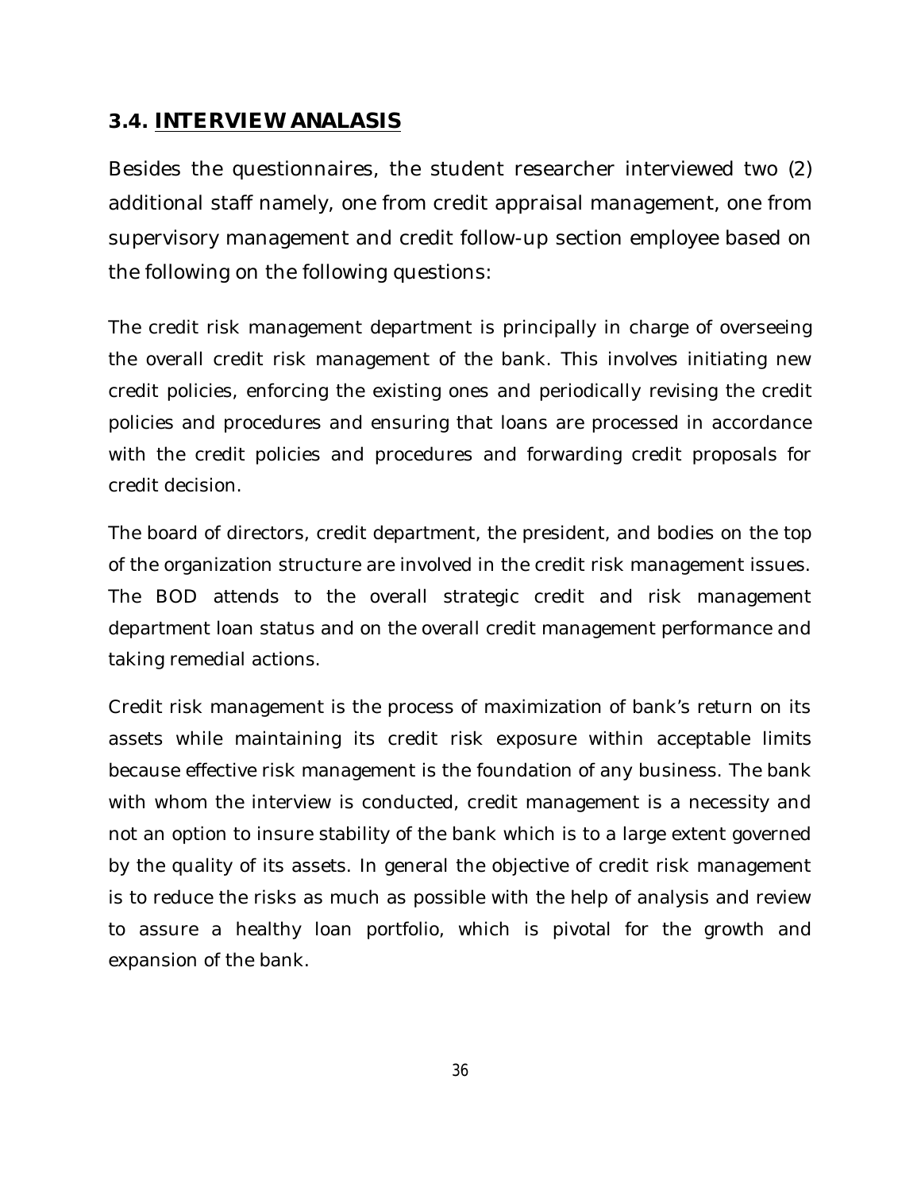### 3.4. <u>INTERVIEW ANALASIS</u>

Besides the questionnaires, the student researcher interviewed two (2) additional staff namely, one from credit appraisal management, one from supervisory management and credit follow-up section employee based on the following on the following questions:

The credit risk management department is principally in charge of overseeing the overall credit risk management of the bank. This involves initiating new credit policies, enforcing the existing ones and periodically revising the credit policies and procedures and ensuring that loans are processed in accordance with the credit policies and procedures and forwarding credit proposals for credit decision.

The board of directors, credit department, the president, and bodies on the top of the organization structure are involved in the credit risk management issues. The BOD attends to the overall strategic credit and risk management department loan status and on the overall credit management performance and taking remedial actions.

Credit risk management is the process of maximization of bank's return on its assets while maintaining its credit risk exposure within acceptable limits because effective risk management is the foundation of any business. The bank with whom the interview is conducted, credit management is a necessity and not an option to insure stability of the bank which is to a large extent governed by the quality of its assets. In general the objective of credit risk management is to reduce the risks as much as possible with the help of analysis and review to assure a healthy loan portfolio, which is pivotal for the growth and expansion of the bank.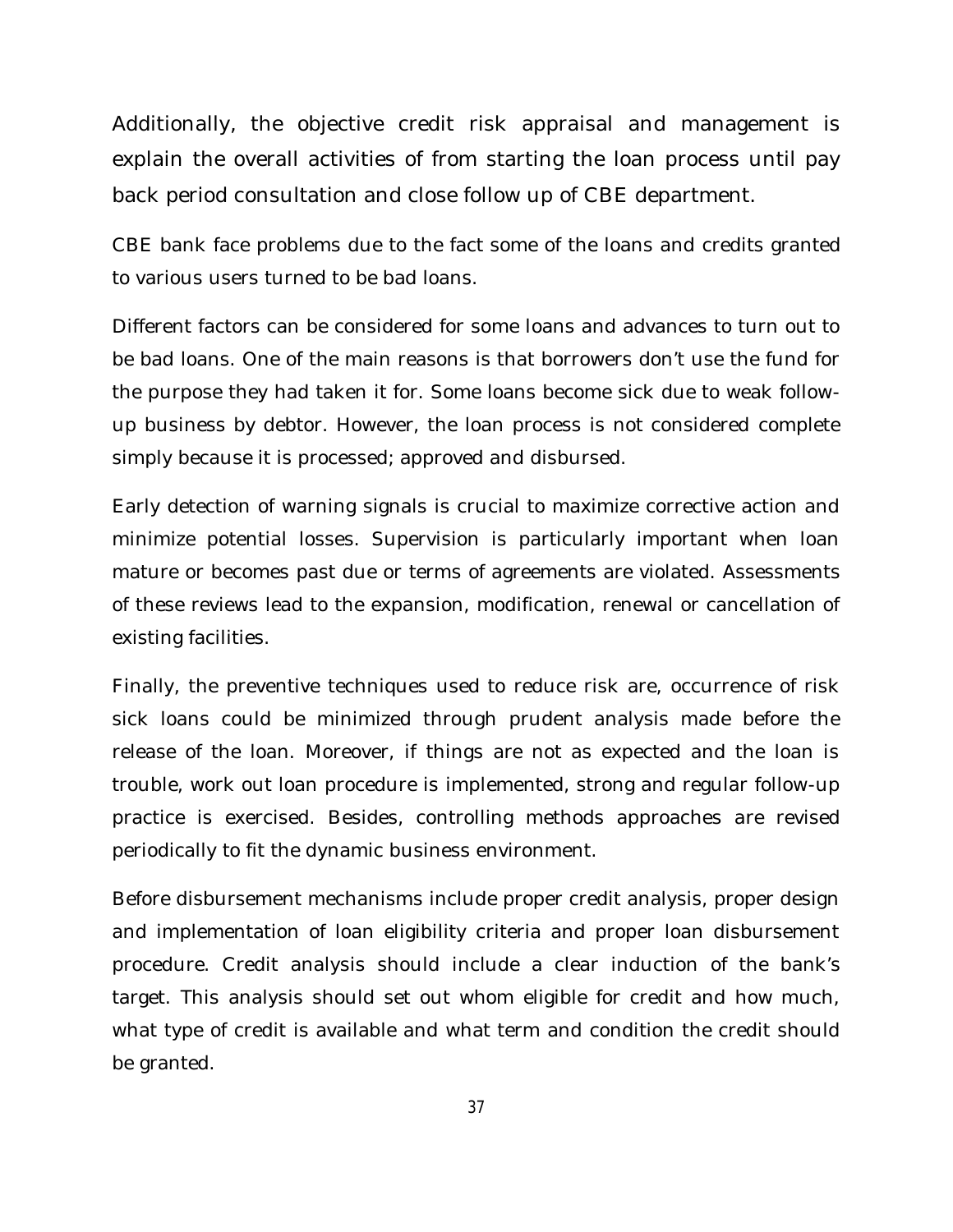Additionally, the objective credit risk appraisal and management is explain the overall activities of from starting the loan process until pay back period consultation and close follow up of CBE department.

CBE bank face problems due to the fact some of the loans and credits granted to various users turned to be bad loans.

Different factors can be considered for some loans and advances to turn out to be bad loans. One of the main reasons is that borrowers don't use the fund for the purpose they had taken it for. Some loans become sick due to weak follow-up business by debtor. However, the loan process is not considered complete simply because it is processed; approved and disbursed.

Early detection of warning signals is crucial to maximize corrective action and minimize potential losses. Supervision is particularly important when loan mature or becomes past due or terms of agreements are violated. Assessments of these reviews lead to the expansion, modification, renewal or cancellation of existing facilities.

Finally, the preventive techniques used to reduce risk are, occurrence of risk sick loans could be minimized through prudent analysis made before the release of the loan. Moreover, if things are not as expected and the loan is trouble, work out loan procedure is implemented, strong and regular follow-up practice is exercised. Besides, controlling methods approaches are revised periodically to fit the dynamic business environment.

Before disbursement mechanisms include proper credit analysis, proper design and implementation of loan eligibility criteria and proper loan disbursement procedure. Credit analysis should include a clear induction of the bank's target. This analysis should set out whom eligible for credit and how much, what type of credit is available and what term and condition the credit should be granted.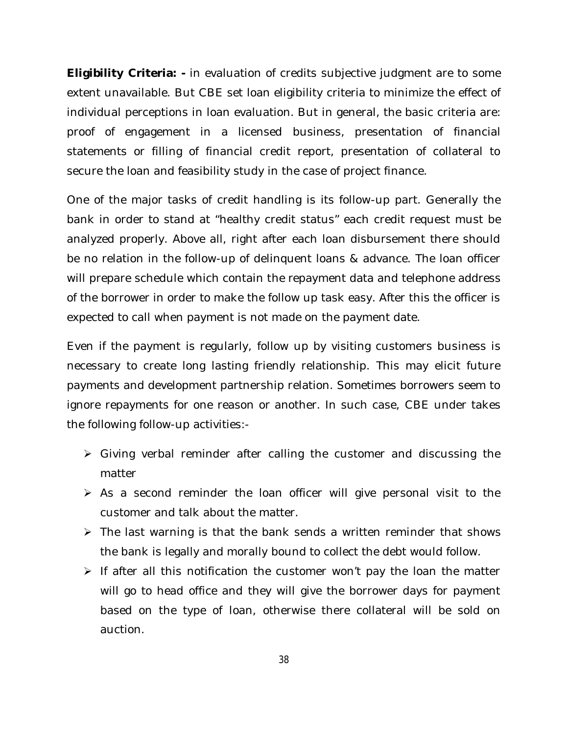**Eligibility Criteria: -** in evaluation of credits subjective judgment are to some extent unavailable. But CBE set loan eligibility criteria to minimize the effect of individual perceptions in loan evaluation. But in general, the basic criteria are: proof of engagement in a licensed business, presentation of financial statements or filling of financial credit report, presentation of collateral to secure the loan and feasibility study in the case of project finance.

One of the major tasks of credit handling is its follow-up part. Generally the bank in order to stand at "healthy credit status" each credit request must be analyzed properly. Above all, right after each loan disbursement there should be no relation in the follow-up of delinquent loans & advance. The loan officer will prepare schedule which contain the repayment data and telephone address of the borrower in order to make the follow up task easy. After this the officer is expected to call when payment is not made on the payment date.

Even if the payment is regularly, follow up by visiting customers business is necessary to create long lasting friendly relationship. This may elicit future payments and development partnership relation. Sometimes borrowers seem to ignore repayments for one reason or another. In such case, CBE under takes the following follow-up activities:-

- Giving verbal reminder after calling the customer and discussing the matter
- As a second reminder the loan officer will give personal visit to the customer and talk about the matter.
- The last warning is that the bank sends a written reminder that shows the bank is legally and morally bound to collect the debt would follow.
- If after all this notification the customer won't pay the loan the matter will go to head office and they will give the borrower days for payment based on the type of loan, otherwise there collateral will be sold on auction.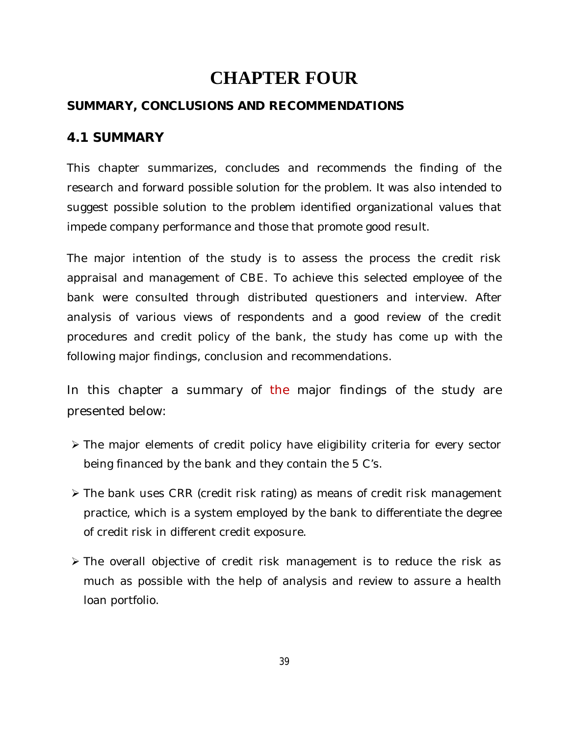# CHAPTER FOUR

## SUMMARY, CONCLUSIONS AND RECOMMENDATIONS

### 4.1 SUMMARY

This chapter summarizes, concludes and recommends the finding of the research and forward possible solution for the problem. It was also intended to suggest possible solution to the problem identified organizational values that impede company performance and those that promote good result.

The major intention of the study is to assess the process the credit risk appraisal and management of CBE. To achieve this selected employee of the bank were consulted through distributed questioners and interview. After analysis of various views of respondents and a good review of the credit procedures and credit policy of the bank, the study has come up with the following major findings, conclusion and recommendations.

In this chapter a summary of the major findings of the study are presented below:

- The major elements of credit policy have eligibility criteria for every sector being financed by the bank and they contain the 5 C's.
- The bank uses CRR (credit risk rating) as means of credit risk management practice, which is a system employed by the bank to differentiate the degree of credit risk in different credit exposure.
- The overall objective of credit risk management is to reduce the risk as much as possible with the help of analysis and review to assure a health loan portfolio.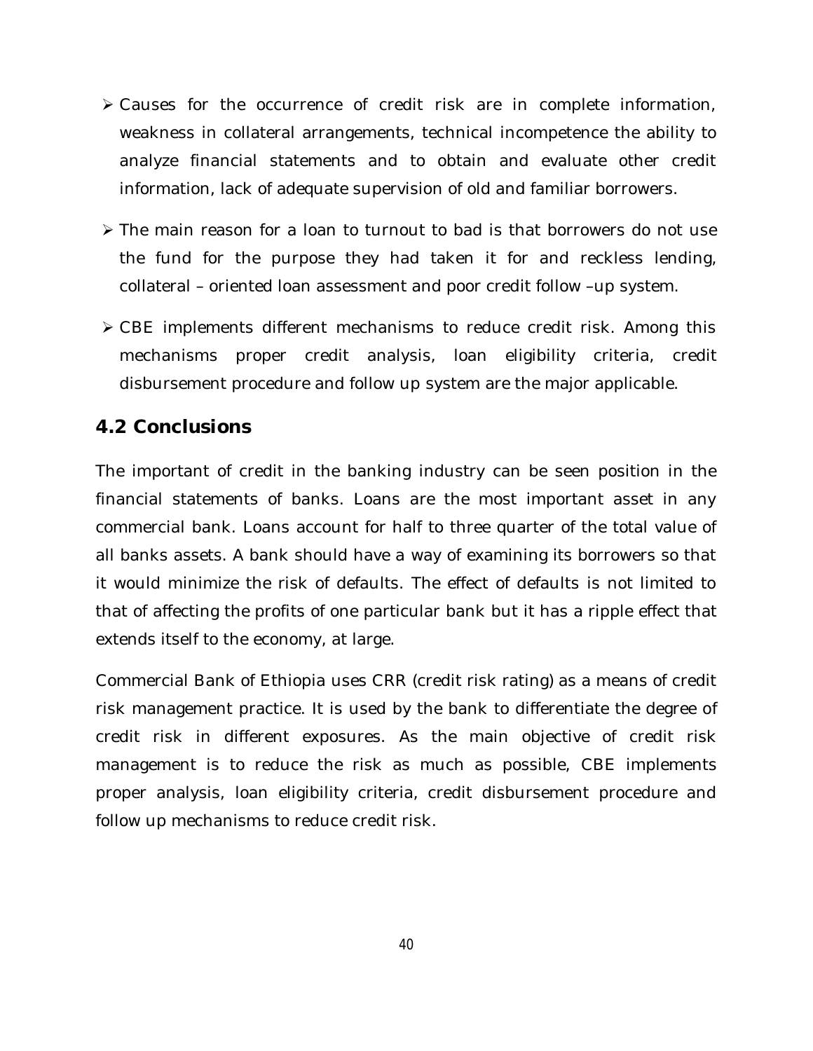- Causes for the occurrence of credit risk are in complete information, weakness in collateral arrangements, technical incompetence the ability to analyze financial statements and to obtain and evaluate other credit information, lack of adequate supervision of old and familiar borrowers.

- The main reason for a loan to turnout to bad is that borrowers do not use the fund for the purpose they had taken it for and reckless lending, collateral – oriented loan assessment and poor credit follow –up system.

- CBE implements different mechanisms to reduce credit risk. Among this mechanisms proper credit analysis, loan eligibility criteria, credit disbursement procedure and follow up system are the major applicable.

## 4.2 Conclusions

The important of credit in the banking industry can be seen position in the financial statements of banks. Loans are the most important asset in any commercial bank. Loans account for half to three quarter of the total value of all banks assets. A bank should have a way of examining its borrowers so that it would minimize the risk of defaults. The effect of defaults is not limited to that of affecting the profits of one particular bank but it has a ripple effect that extends itself to the economy, at large.

Commercial Bank of Ethiopia uses CRR (credit risk rating) as a means of credit risk management practice. It is used by the bank to differentiate the degree of credit risk in different exposures. As the main objective of credit risk management is to reduce the risk as much as possible, CBE implements proper analysis, loan eligibility criteria, credit disbursement procedure and follow up mechanisms to reduce credit risk.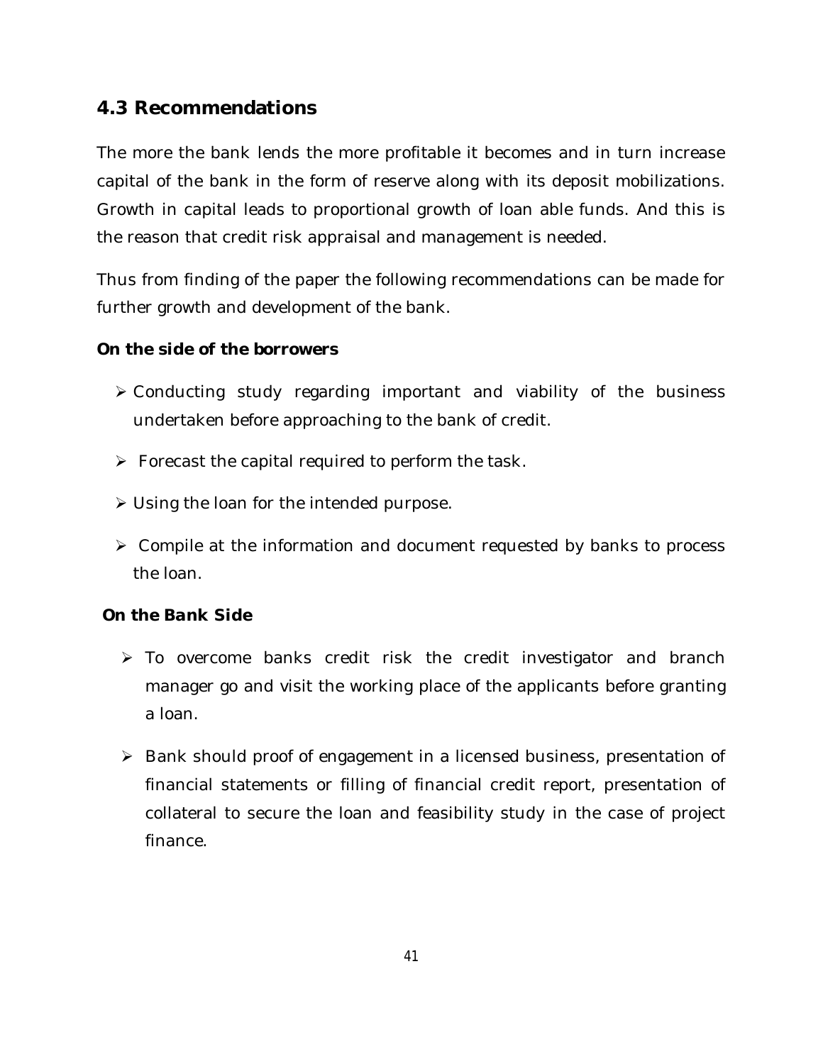## 4.3 Recommendations

The more the bank lends the more profitable it becomes and in turn increase capital of the bank in the form of reserve along with its deposit mobilizations. Growth in capital leads to proportional growth of loan able funds. And this is the reason that credit risk appraisal and management is needed.

Thus from finding of the paper the following recommendations can be made for further growth and development of the bank.

**On the side of the borrowers**

- Conducting study regarding important and viability of the business undertaken before approaching to the bank of credit.
- Forecast the capital required to perform the task.
- Using the loan for the intended purpose.
- Compile at the information and document requested by banks to process the loan.

**On the Bank Side**

- To overcome banks credit risk the credit investigator and branch manager go and visit the working place of the applicants before granting a loan.
- Bank should proof of engagement in a licensed business, presentation of financial statements or filling of financial credit report, presentation of collateral to secure the loan and feasibility study in the case of project finance.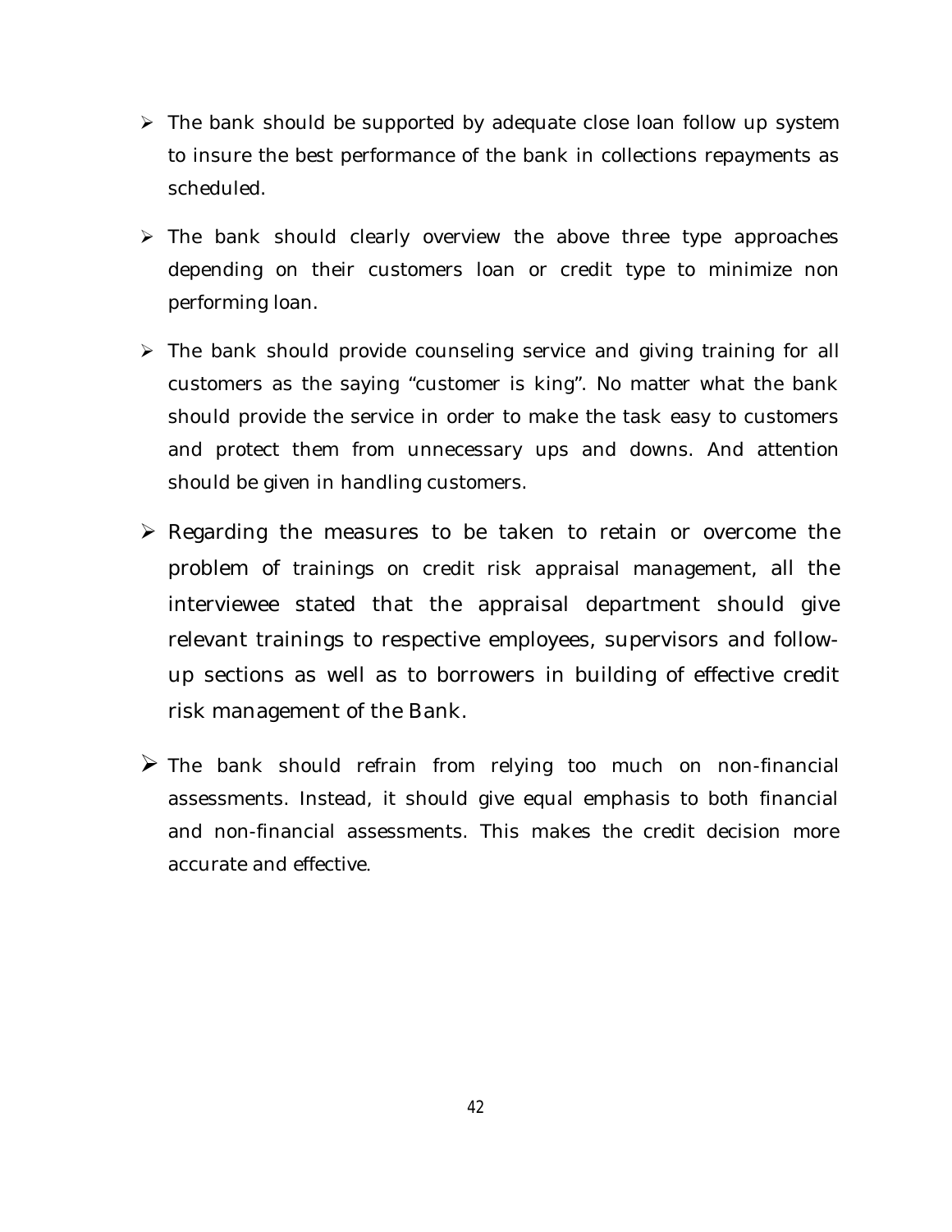- The bank should be supported by adequate close loan follow up system to insure the best performance of the bank in collections repayments as scheduled.
- The bank should clearly overview the above three type approaches depending on their customers loan or credit type to minimize non performing loan.
- The bank should provide counseling service and giving training for all customers as the saying "customer is king". No matter what the bank should provide the service in order to make the task easy to customers and protect them from unnecessary ups and downs. And attention should be given in handling customers.
- Regarding the measures to be taken to retain or overcome the problem of trainings on credit risk appraisal management, all the interviewee stated that the appraisal department should give relevant trainings to respective employees, supervisors and follow-up sections as well as to borrowers in building of effective credit risk management of the Bank.
- The bank should refrain from relying too much on non-financial assessments. Instead, it should give equal emphasis to both financial and non-financial assessments. This makes the credit decision more accurate and effective.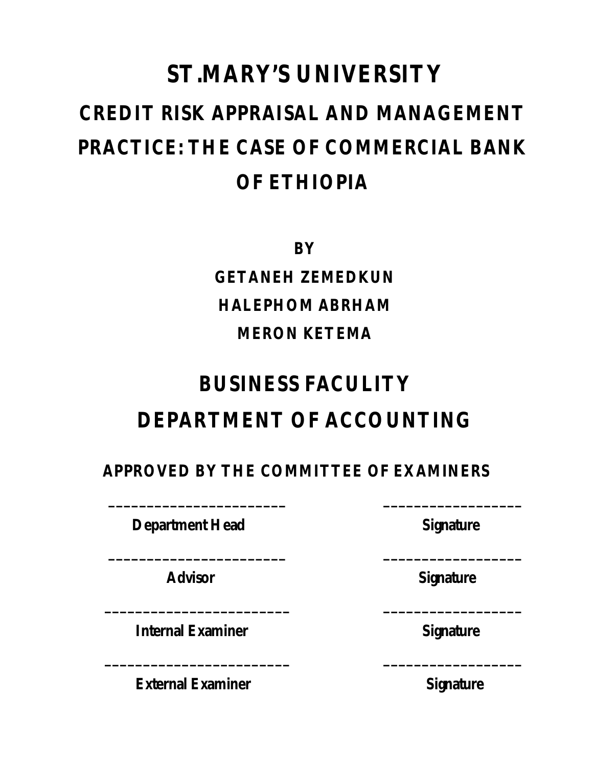# ST.MARY'S UNIVERSITY

## CREDIT RISK APPRAISAL AND MANAGEMENT PRACTICE: THE CASE OF COMMERCIAL BANK OF ETHIOPIA

**BY**

**GETANEH ZEMEDKUN**

**HALEPHOM ABRHAM**

**MERON KETEMA**

## BUSINESS FACULITY

## DEPARTMENT OF ACCOUNTING

**APPROVED BY THE COMMITTEE OF EXAMINERS**

| | |
|---|---|
| ________________________ | __________________ |
| **Department Head** | **Signature** |
| ________________________ | __________________ |
| **Advisor** | **Signature** |
| ________________________ | __________________ |
| **Internal Examiner** | **Signature** |
| ________________________ | __________________ |
| **External Examiner** | **Signature** |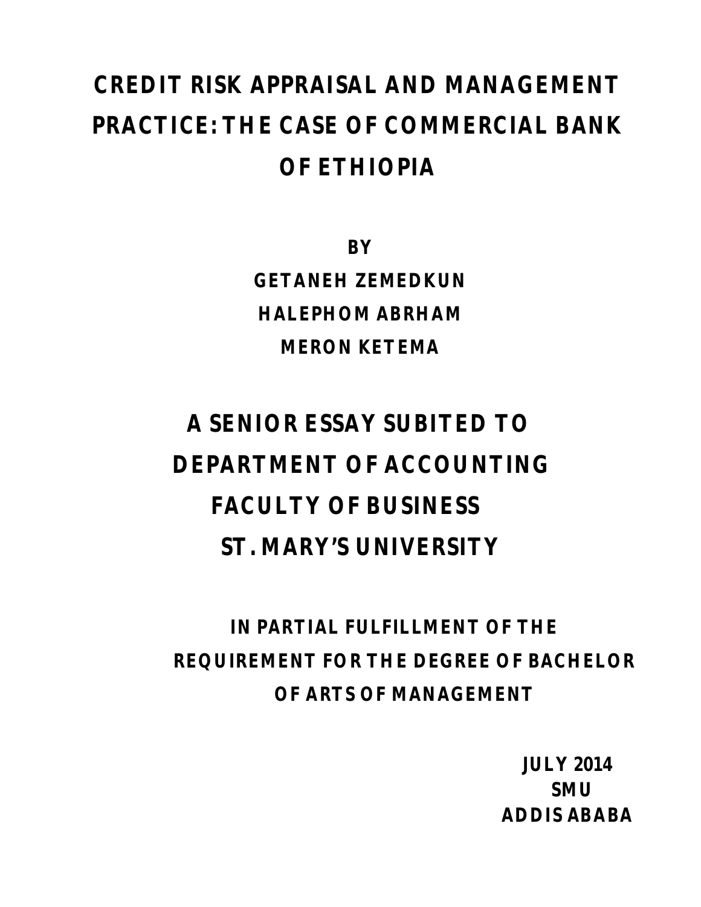# CREDIT RISK APPRAISAL AND MANAGEMENT PRACTICE: THE CASE OF COMMERCIAL BANK OF ETHIOPIA

**BY**

**GETANEH ZEMEDKUN**

**HALEPHOM ABRHAM**

**MERON KETEMA**

## A SENIOR ESSAY SUBITED TO DEPARTMENT OF ACCOUNTING FACULTY OF BUSINESS ST. MARY'S UNIVERSITY

**IN PARTIAL FULFILLMENT OF THE REQUIREMENT FOR THE DEGREE OF BACHELOR OF ARTS OF MANAGEMENT**

**JULY 2014**
**SMU**
**ADDIS ABABA**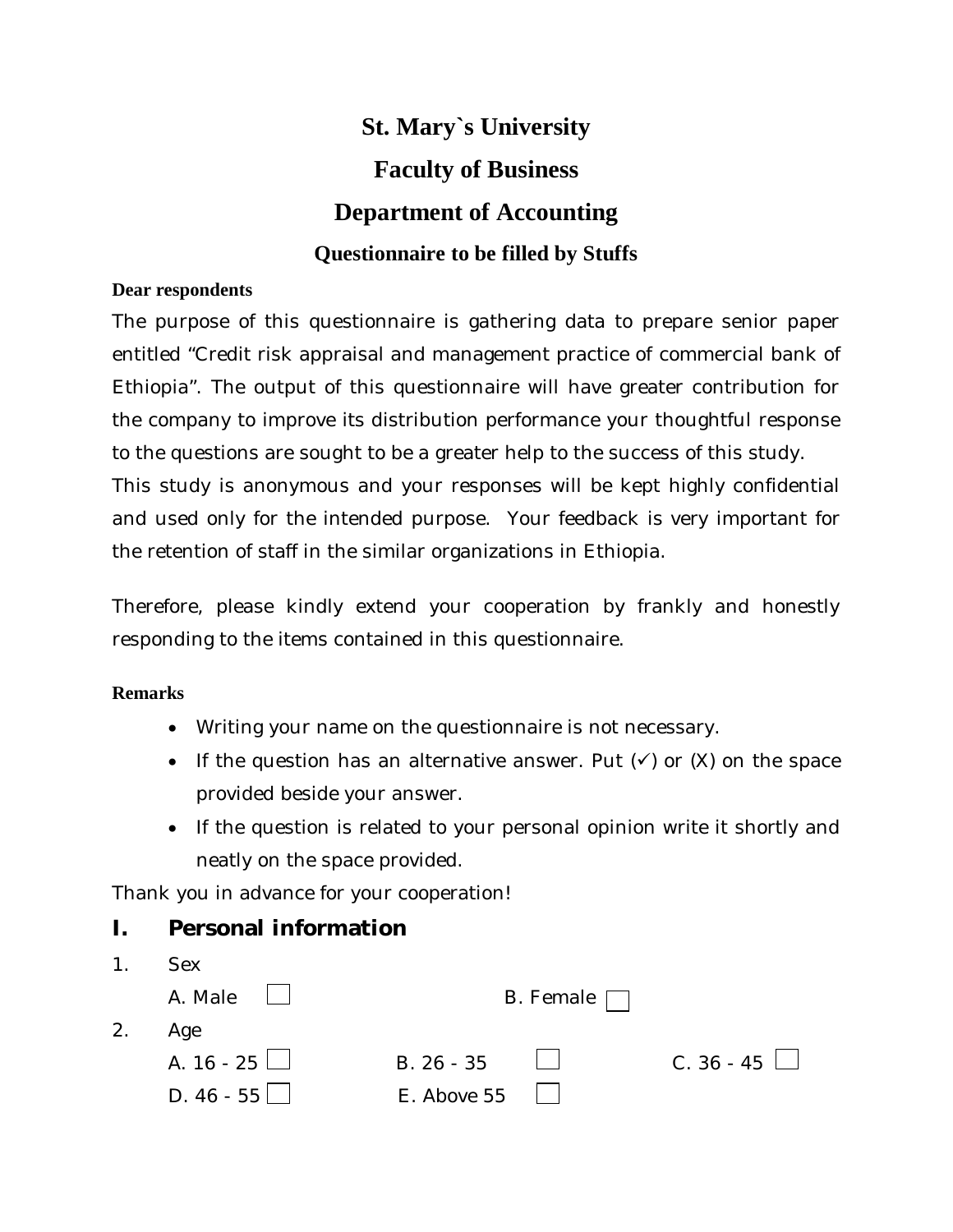# St. Mary`s University

## Faculty of Business

## Department of Accounting

### Questionnaire to be filled by Stuffs

**Dear respondents**

The purpose of this questionnaire is gathering data to prepare senior paper entitled "Credit risk appraisal and management practice of commercial bank of Ethiopia". The output of this questionnaire will have greater contribution for the company to improve its distribution performance your thoughtful response to the questions are sought to be a greater help to the success of this study. This study is anonymous and your responses will be kept highly confidential and used only for the intended purpose. Your feedback is very important for the retention of staff in the similar organizations in Ethiopia.

Therefore, please kindly extend your cooperation by frankly and honestly responding to the items contained in this questionnaire.

**Remarks**

- Writing your name on the questionnaire is not necessary.
- If the question has an alternative answer. Put (✓) or (X) on the space provided beside your answer.
- If the question is related to your personal opinion write it shortly and neatly on the space provided.

Thank you in advance for your cooperation!

## I. Personal information

1. Sex

   A. Male ☐ B. Female ☐

2. Age

   A. 16 - 25 ☐ B. 26 - 35 ☐ C. 36 - 45 ☐

   D. 46 - 55 ☐ E. Above 55 ☐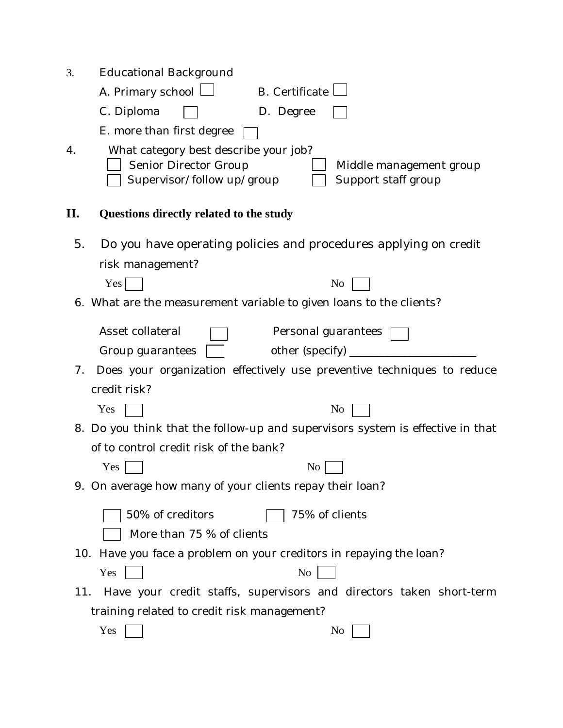3. Educational Background

   A. Primary school ☐ B. Certificate ☐

   C. Diploma ☐ D. Degree ☐

   E. more than first degree ☐

4. What category best describe your job?

   ☐ Senior Director Group ☐ Middle management group

   ☐ Supervisor/follow up/group ☐ Support staff group

## II. Questions directly related to the study

5. Do you have operating policies and procedures applying on credit risk management?

   Yes ☐ No ☐

6. What are the measurement variable to given loans to the clients?

   Asset collateral ☐ Personal guarantees ☐

   Group guarantees ☐ other (specify) ______________________

7. Does your organization effectively use preventive techniques to reduce credit risk?

   Yes ☐ No ☐

8. Do you think that the follow-up and supervisors system is effective in that of to control credit risk of the bank?

   Yes ☐ No ☐

9. On average how many of your clients repay their loan?

   ☐ 50% of creditors ☐ 75% of clients

   ☐ More than 75 % of clients

10. Have you face a problem on your creditors in repaying the loan?

    Yes ☐ No ☐

11. Have your credit staffs, supervisors and directors taken short-term training related to credit risk management?

    Yes ☐ No ☐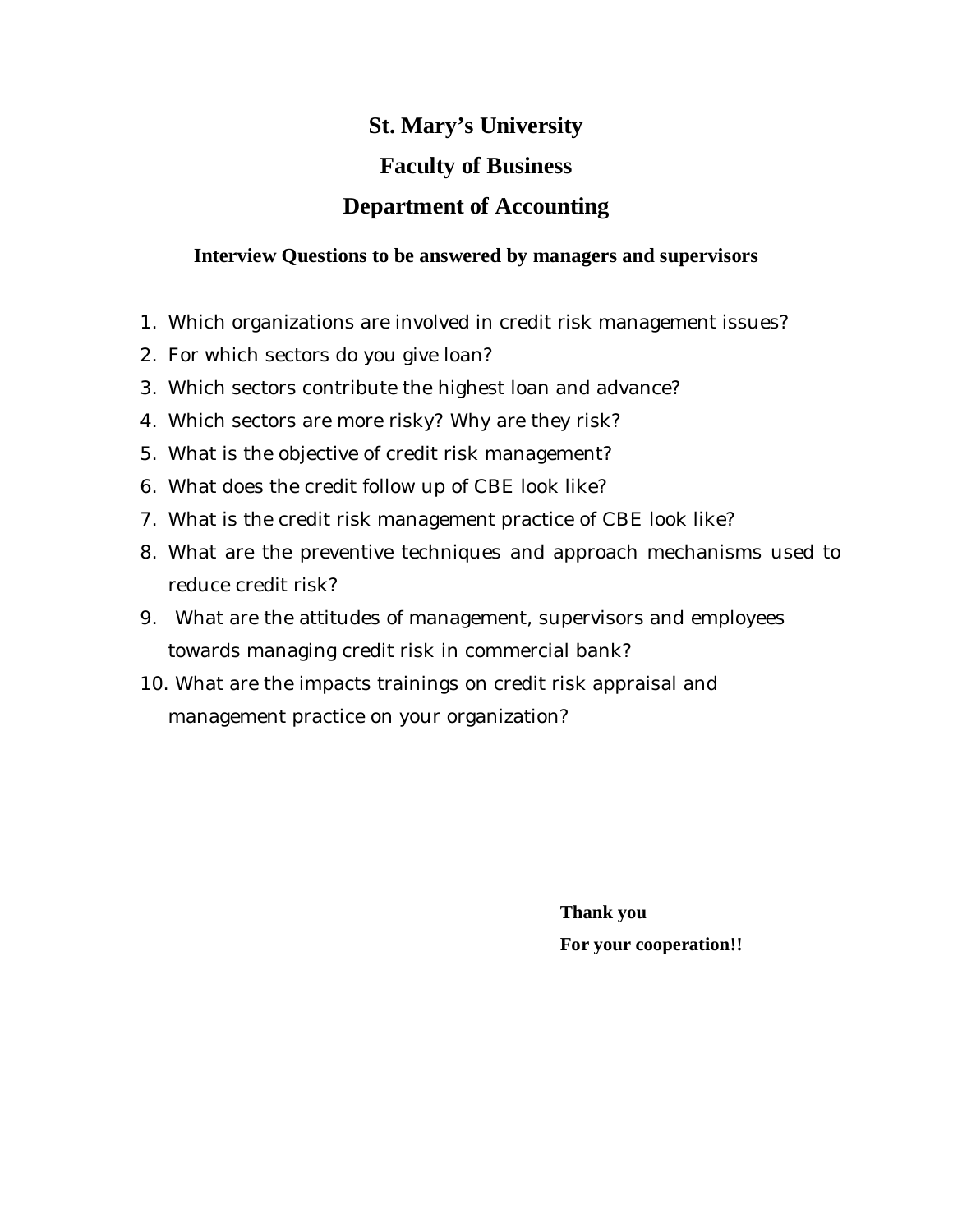# St. Mary's University

## Faculty of Business

## Department of Accounting

**Interview Questions to be answered by managers and supervisors**

1. Which organizations are involved in credit risk management issues?
2. For which sectors do you give loan?
3. Which sectors contribute the highest loan and advance?
4. Which sectors are more risky? Why are they risk?
5. What is the objective of credit risk management?
6. What does the credit follow up of CBE look like?
7. What is the credit risk management practice of CBE look like?
8. What are the preventive techniques and approach mechanisms used to reduce credit risk?
9. What are the attitudes of management, supervisors and employees towards managing credit risk in commercial bank?
10. What are the impacts trainings on credit risk appraisal and management practice on your organization?

**Thank you**

**For your cooperation!!**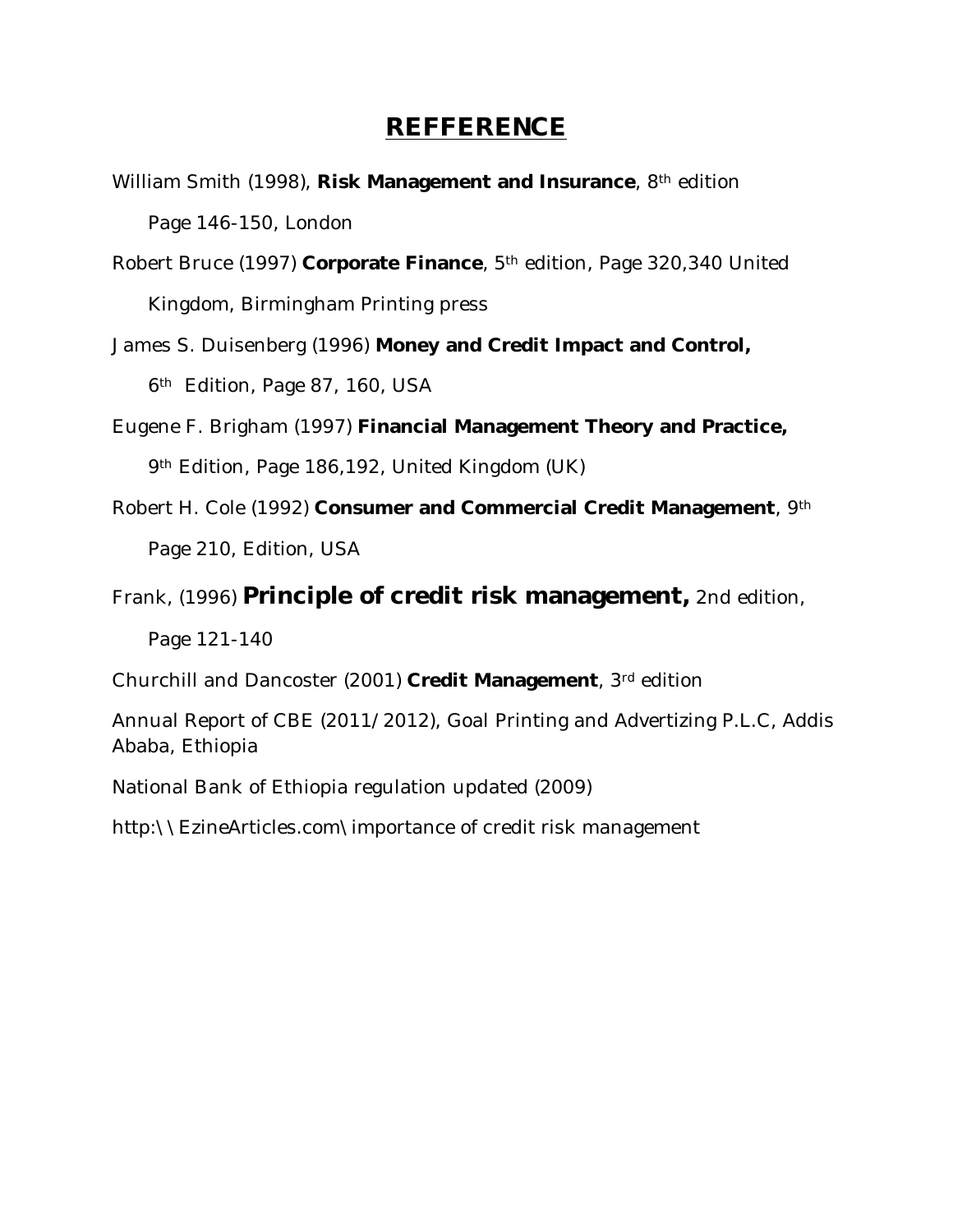# REFFERENCE

William Smith (1998), **Risk Management and Insurance**, 8th edition Page 146-150, London

Robert Bruce (1997) **Corporate Finance**, 5th edition, Page 320,340 United Kingdom, Birmingham Printing press

James S. Duisenberg (1996) **Money and Credit Impact and Control,** 6th Edition, Page 87, 160, USA

Eugene F. Brigham (1997) **Financial Management Theory and Practice,** 9th Edition, Page 186,192, United Kingdom (UK)

Robert H. Cole (1992) **Consumer and Commercial Credit Management**, 9th Page 210, Edition, USA

Frank, (1996) **Principle of credit risk management,** 2nd edition, Page 121-140

Churchill and Dancoster (2001) **Credit Management**, 3rd edition

Annual Report of CBE (2011/2012), Goal Printing and Advertizing P.L.C, Addis Ababa, Ethiopia

National Bank of Ethiopia regulation updated (2009)

http:\\EzineArticles.com\importance of credit risk management